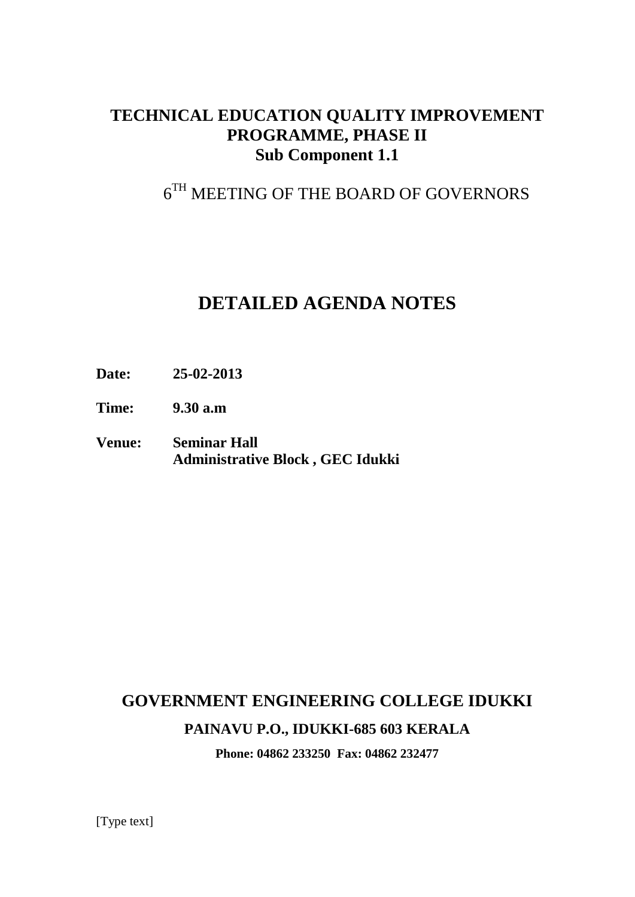# TECHNICAL EDUCATION QUALITY IMPROVEMENT PROGRAMME, PHASE II

## Sub Component 1.1

6[TH] MEETING OF THE BOARD OF GOVERNORS

# DETAILED AGENDA NOTES

**Date:** **25-02-2013**

**Time:** **9.30 a.m**

**Venue:** **Seminar Hall**
**Administrative Block , GEC Idukki**

## GOVERNMENT ENGINEERING COLLEGE IDUKKI

**PAINAVU P.O., IDUKKI-685 603 KERALA**

**Phone: 04862 233250 Fax: 04862 232477**

[Type text]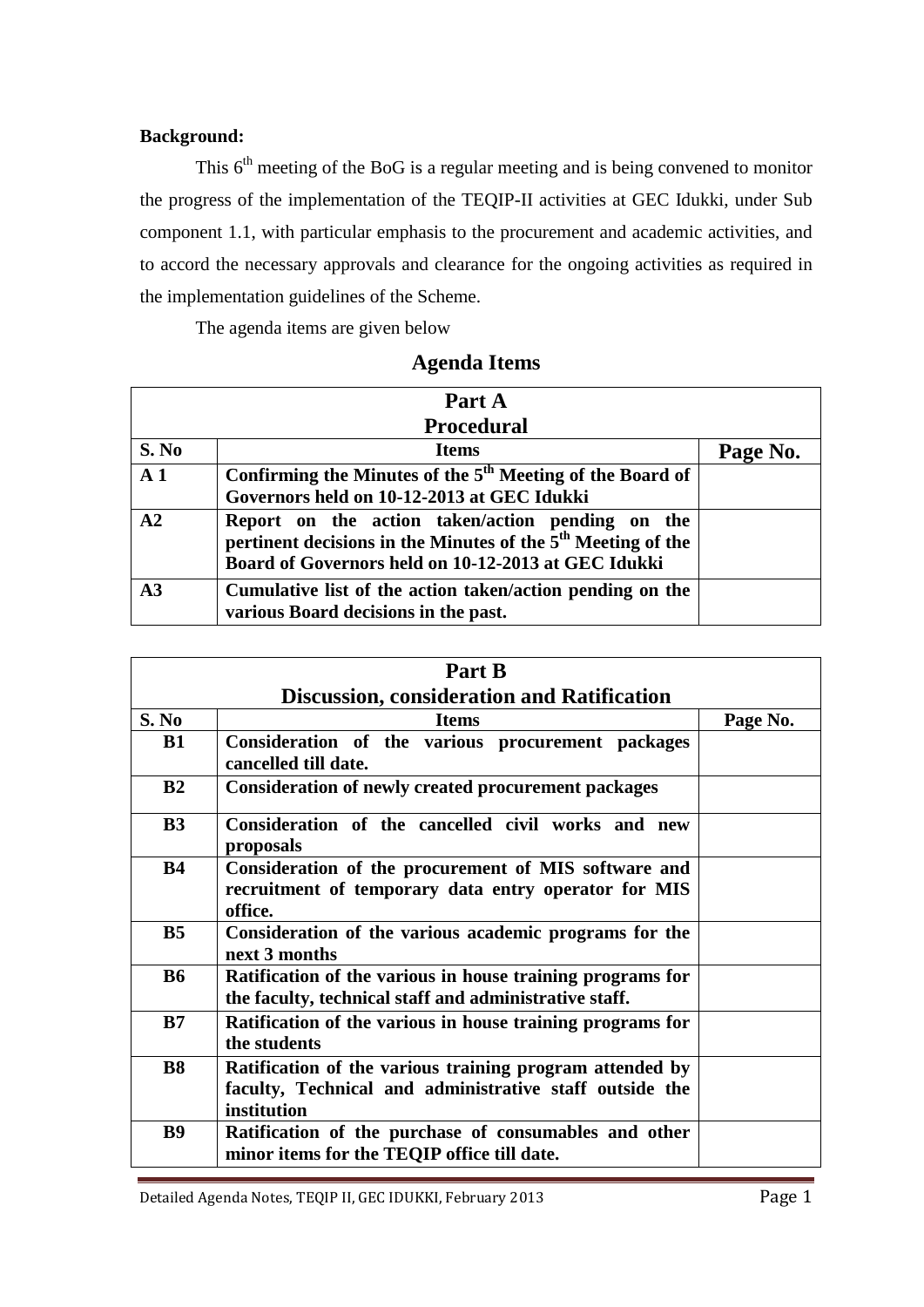**Background:**

This 6th meeting of the BoG is a regular meeting and is being convened to monitor the progress of the implementation of the TEQIP-II activities at GEC Idukki, under Sub component 1.1, with particular emphasis to the procurement and academic activities, and to accord the necessary approvals and clearance for the ongoing activities as required in the implementation guidelines of the Scheme.

The agenda items are given below

## Agenda Items

| Part A<br>Procedural | | |
|---|---|---|
| **S. No** | **Items** | **Page No.** |
| **A 1** | **Confirming the Minutes of the 5th Meeting of the Board of Governors held on 10-12-2013 at GEC Idukki** | |
| **A2** | **Report on the action taken/action pending on the pertinent decisions in the Minutes of the 5th Meeting of the Board of Governors held on 10-12-2013 at GEC Idukki** | |
| **A3** | **Cumulative list of the action taken/action pending on the various Board decisions in the past.** | |

| Part B<br>Discussion, consideration and Ratification | | |
|---|---|---|
| **S. No** | **Items** | **Page No.** |
| **B1** | **Consideration of the various procurement packages cancelled till date.** | |
| **B2** | **Consideration of newly created procurement packages** | |
| **B3** | **Consideration of the cancelled civil works and new proposals** | |
| **B4** | **Consideration of the procurement of MIS software and recruitment of temporary data entry operator for MIS office.** | |
| **B5** | **Consideration of the various academic programs for the next 3 months** | |
| **B6** | **Ratification of the various in house training programs for the faculty, technical staff and administrative staff.** | |
| **B7** | **Ratification of the various in house training programs for the students** | |
| **B8** | **Ratification of the various training program attended by faculty, Technical and administrative staff outside the institution** | |
| **B9** | **Ratification of the purchase of consumables and other minor items for the TEQIP office till date.** | |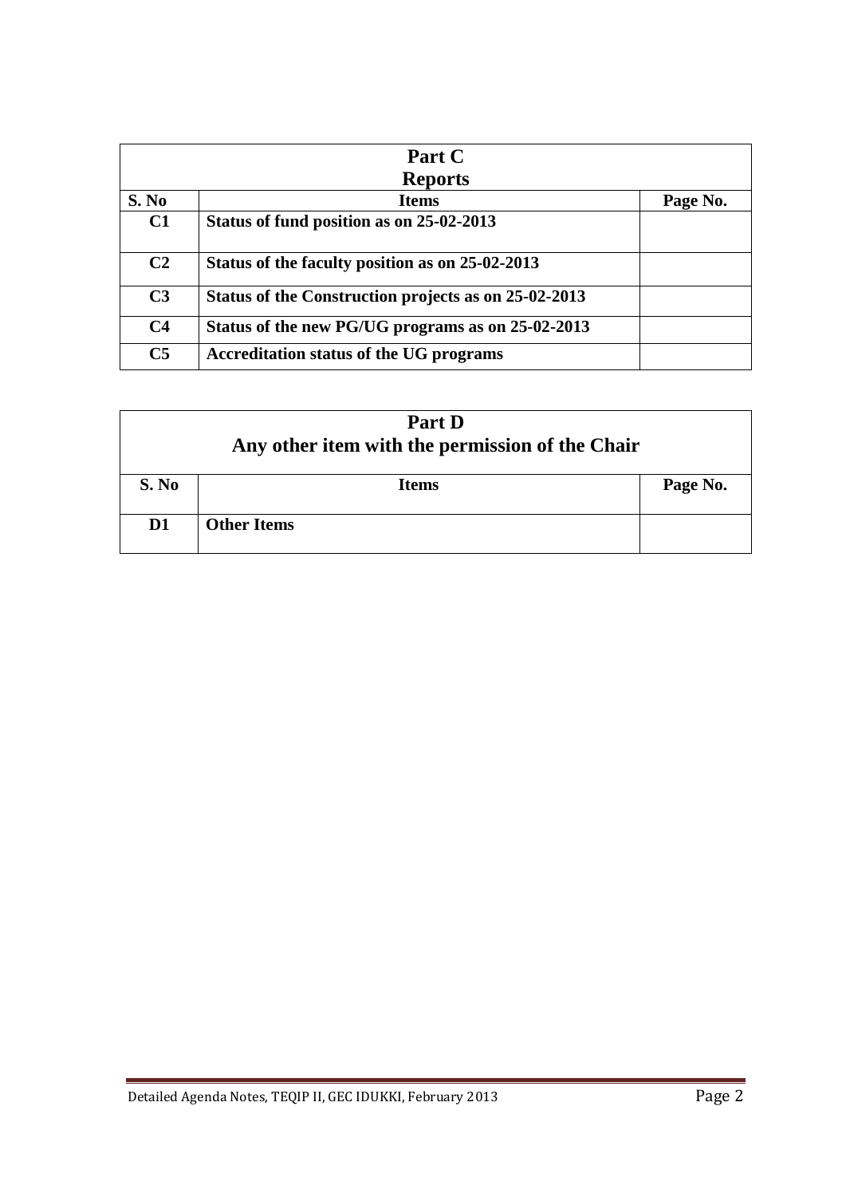| Part C Reports | | |
|---|---|---|
| **S. No** | **Items** | **Page No.** |
| **C1** | **Status of fund position as on 25-02-2013** | |
| **C2** | **Status of the faculty position as on 25-02-2013** | |
| **C3** | **Status of the Construction projects as on 25-02-2013** | |
| **C4** | **Status of the new PG/UG programs as on 25-02-2013** | |
| **C5** | **Accreditation status of the UG programs** | |

| Part D Any other item with the permission of the Chair | | |
|---|---|---|
| **S. No** | **Items** | **Page No.** |
| **D1** | **Other Items** | |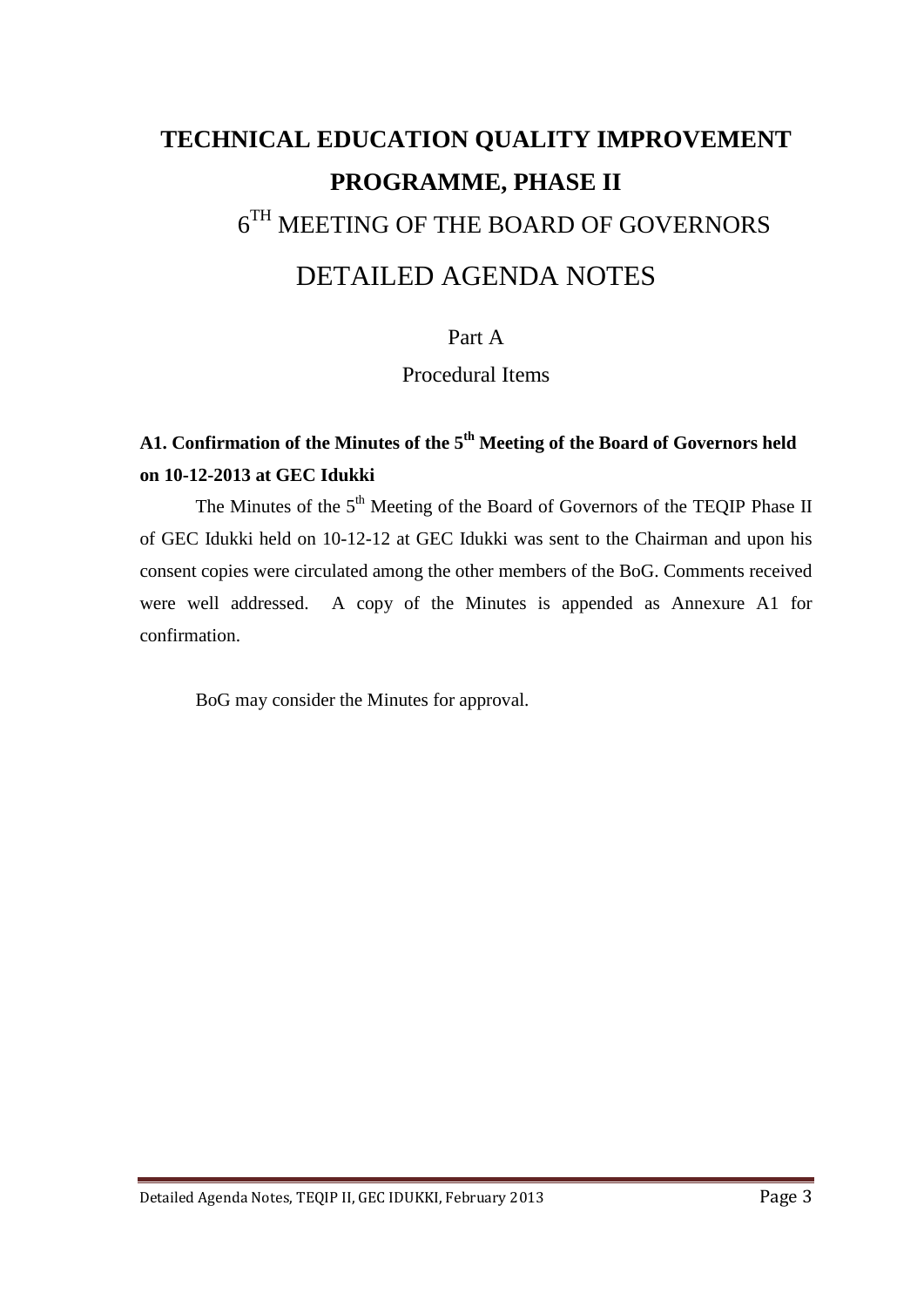# TECHNICAL EDUCATION QUALITY IMPROVEMENT PROGRAMME, PHASE II

## 6TH MEETING OF THE BOARD OF GOVERNORS

## DETAILED AGENDA NOTES

Part A

Procedural Items

### A1. Confirmation of the Minutes of the 5th Meeting of the Board of Governors held on 10-12-2013 at GEC Idukki

The Minutes of the 5th Meeting of the Board of Governors of the TEQIP Phase II of GEC Idukki held on 10-12-12 at GEC Idukki was sent to the Chairman and upon his consent copies were circulated among the other members of the BoG. Comments received were well addressed. A copy of the Minutes is appended as Annexure A1 for confirmation.

BoG may consider the Minutes for approval.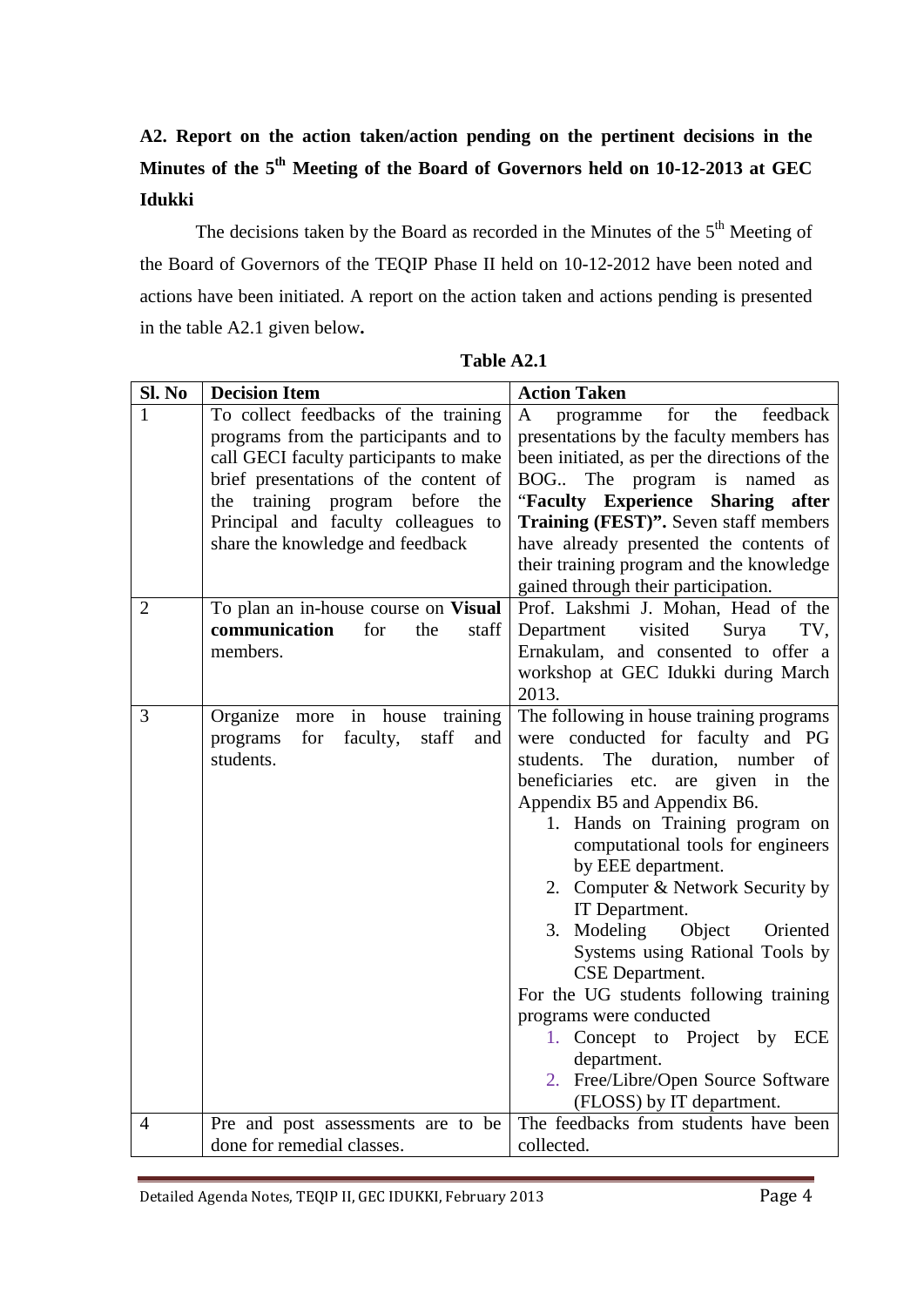**A2. Report on the action taken/action pending on the pertinent decisions in the Minutes of the 5th Meeting of the Board of Governors held on 10-12-2013 at GEC Idukki**

The decisions taken by the Board as recorded in the Minutes of the 5th Meeting of the Board of Governors of the TEQIP Phase II held on 10-12-2012 have been noted and actions have been initiated. A report on the action taken and actions pending is presented in the table A2.1 given below**.**

**Table A2.1**

| Sl. No | Decision Item | Action Taken |
|---|---|---|
| 1 | To collect feedbacks of the training programs from the participants and to call GECI faculty participants to make brief presentations of the content of the training program before the Principal and faculty colleagues to share the knowledge and feedback | A programme for the feedback presentations by the faculty members has been initiated, as per the directions of the BOG.. The program is named as "**Faculty Experience Sharing after Training (FEST)".** Seven staff members have already presented the contents of their training program and the knowledge gained through their participation. |
| 2 | To plan an in-house course on **Visual communication** for the staff members. | Prof. Lakshmi J. Mohan, Head of the Department visited Surya TV, Ernakulam, and consented to offer a workshop at GEC Idukki during March 2013. |
| 3 | Organize more in house training programs for faculty, staff and students. | The following in house training programs were conducted for faculty and PG students. The duration, number of beneficiaries etc. are given in the Appendix B5 and Appendix B6.<br>1. Hands on Training program on computational tools for engineers by EEE department.<br>2. Computer & Network Security by IT Department.<br>3. Modeling Object Oriented Systems using Rational Tools by CSE Department.<br>For the UG students following training programs were conducted<br>1. Concept to Project by ECE department.<br>2. Free/Libre/Open Source Software (FLOSS) by IT department. |
| 4 | Pre and post assessments are to be done for remedial classes. | The feedbacks from students have been collected. |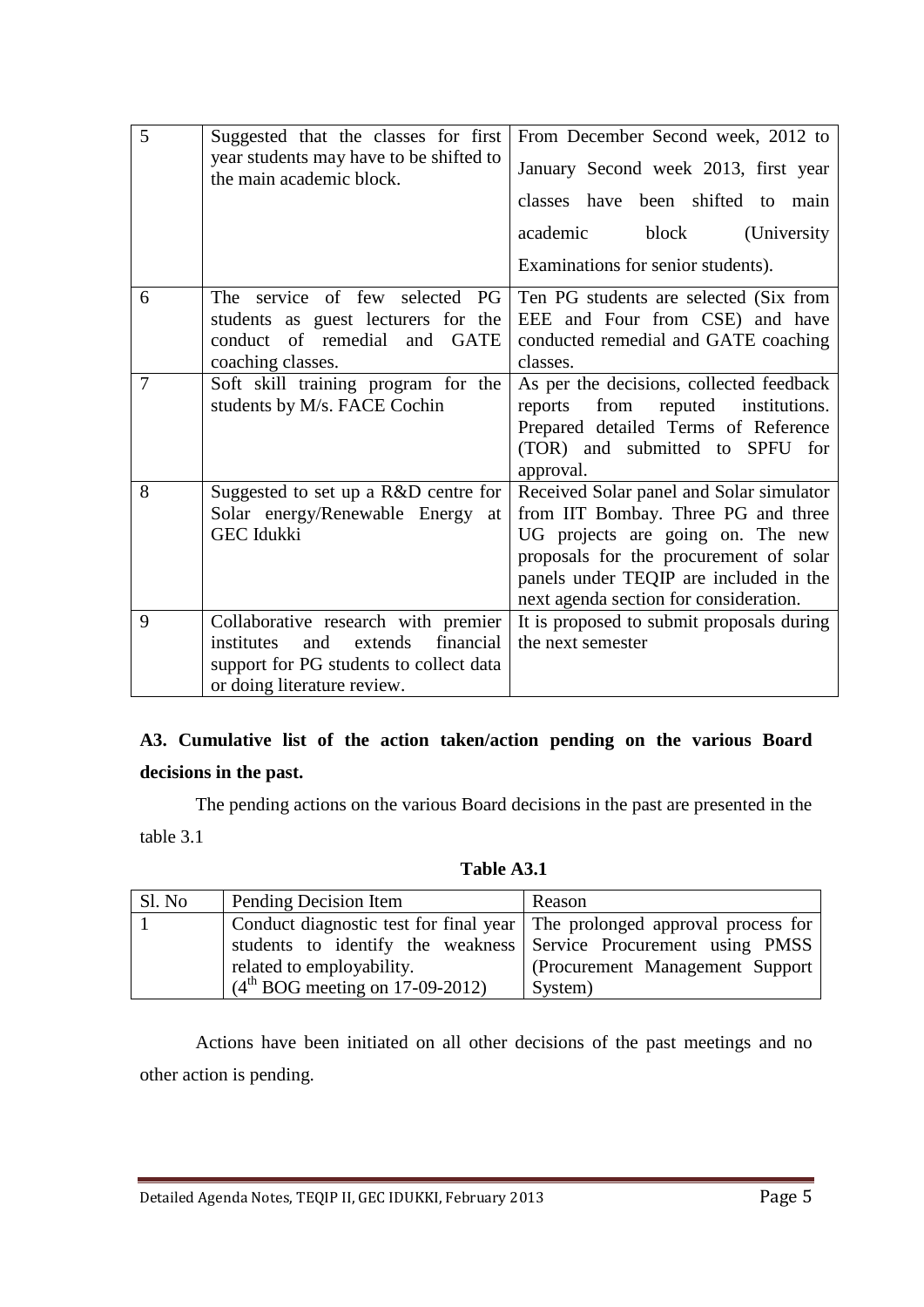| | | |
|---|---|---|
| 5 | Suggested that the classes for first year students may have to be shifted to the main academic block. | From December Second week, 2012 to January Second week 2013, first year classes have been shifted to main academic block (University Examinations for senior students). |
| 6 | The service of few selected PG students as guest lecturers for the conduct of remedial and GATE coaching classes. | Ten PG students are selected (Six from EEE and Four from CSE) and have conducted remedial and GATE coaching classes. |
| 7 | Soft skill training program for the students by M/s. FACE Cochin | As per the decisions, collected feedback reports from reputed institutions. Prepared detailed Terms of Reference (TOR) and submitted to SPFU for approval. |
| 8 | Suggested to set up a R&D centre for Solar energy/Renewable Energy at GEC Idukki | Received Solar panel and Solar simulator from IIT Bombay. Three PG and three UG projects are going on. The new proposals for the procurement of solar panels under TEQIP are included in the next agenda section for consideration. |
| 9 | Collaborative research with premier institutes and extends financial support for PG students to collect data or doing literature review. | It is proposed to submit proposals during the next semester |

**A3. Cumulative list of the action taken/action pending on the various Board decisions in the past.**

The pending actions on the various Board decisions in the past are presented in the table 3.1

**Table A3.1**

| Sl. No | Pending Decision Item | Reason |
|---|---|---|
| 1 | Conduct diagnostic test for final year students to identify the weakness related to employability. (4th BOG meeting on 17-09-2012) | The prolonged approval process for Service Procurement using PMSS (Procurement Management Support System) |

Actions have been initiated on all other decisions of the past meetings and no other action is pending.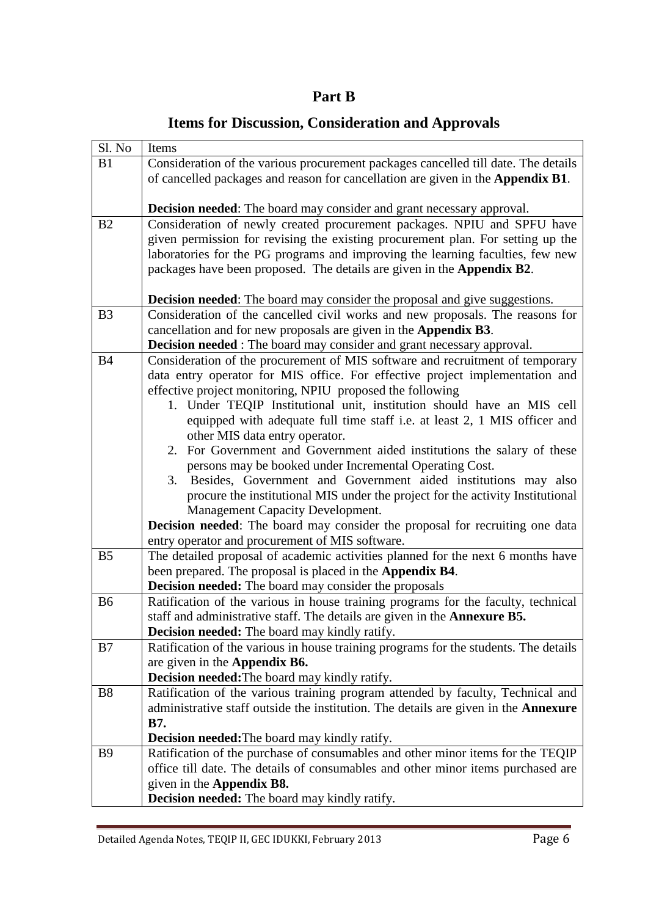# Part B

## Items for Discussion, Consideration and Approvals

| Sl. No | Items |
|---|---|
| B1 | Consideration of the various procurement packages cancelled till date. The details of cancelled packages and reason for cancellation are given in the **Appendix B1**.<br><br>**Decision needed**: The board may consider and grant necessary approval. |
| B2 | Consideration of newly created procurement packages. NPIU and SPFU have given permission for revising the existing procurement plan. For setting up the laboratories for the PG programs and improving the learning faculties, few new packages have been proposed. The details are given in the **Appendix B2**.<br><br>**Decision needed**: The board may consider the proposal and give suggestions. |
| B3 | Consideration of the cancelled civil works and new proposals. The reasons for cancellation and for new proposals are given in the **Appendix B3**.<br>**Decision needed** : The board may consider and grant necessary approval. |
| B4 | Consideration of the procurement of MIS software and recruitment of temporary data entry operator for MIS office. For effective project implementation and effective project monitoring, NPIU proposed the following<br>1. Under TEQIP Institutional unit, institution should have an MIS cell equipped with adequate full time staff i.e. at least 2, 1 MIS officer and other MIS data entry operator.<br>2. For Government and Government aided institutions the salary of these persons may be booked under Incremental Operating Cost.<br>3. Besides, Government and Government aided institutions may also procure the institutional MIS under the project for the activity Institutional Management Capacity Development.<br>**Decision needed**: The board may consider the proposal for recruiting one data entry operator and procurement of MIS software. |
| B5 | The detailed proposal of academic activities planned for the next 6 months have been prepared. The proposal is placed in the **Appendix B4**.<br>**Decision needed:** The board may consider the proposals |
| B6 | Ratification of the various in house training programs for the faculty, technical staff and administrative staff. The details are given in the **Annexure B5.**<br>**Decision needed:** The board may kindly ratify. |
| B7 | Ratification of the various in house training programs for the students. The details are given in the **Appendix B6.**<br>**Decision needed:**The board may kindly ratify. |
| B8 | Ratification of the various training program attended by faculty, Technical and administrative staff outside the institution. The details are given in the **Annexure B7.**<br>**Decision needed:**The board may kindly ratify. |
| B9 | Ratification of the purchase of consumables and other minor items for the TEQIP office till date. The details of consumables and other minor items purchased are given in the **Appendix B8.**<br>**Decision needed:** The board may kindly ratify. |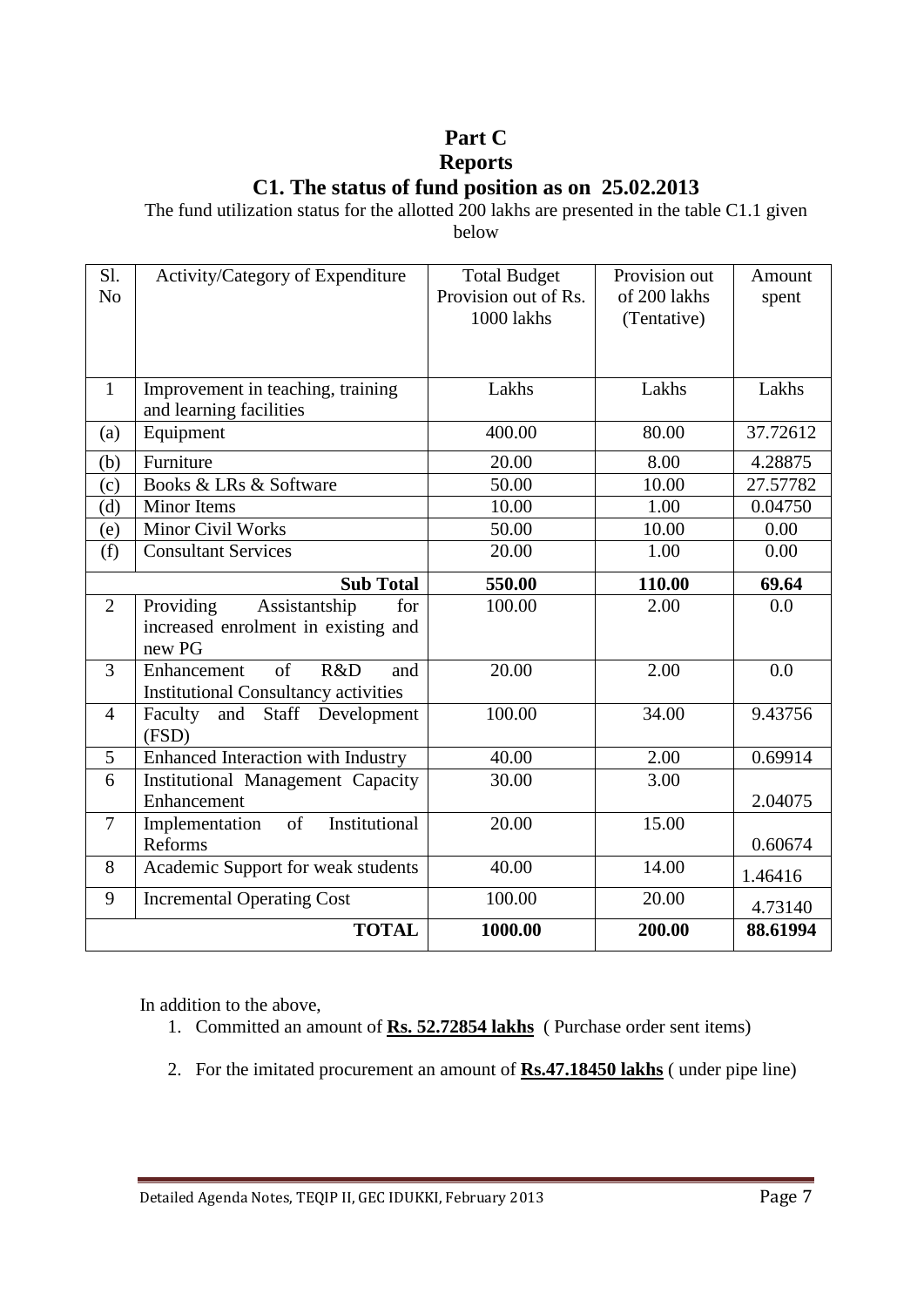# Part C

# Reports

## C1. The status of fund position as on 25.02.2013

The fund utilization status for the allotted 200 lakhs are presented in the table C1.1 given below

| Sl. No | Activity/Category of Expenditure | Total Budget Provision out of Rs. 1000 lakhs | Provision out of 200 lakhs (Tentative) | Amount spent |
|---|---|---|---|---|
| 1 | Improvement in teaching, training and learning facilities | Lakhs | Lakhs | Lakhs |
| (a) | Equipment | 400.00 | 80.00 | 37.72612 |
| (b) | Furniture | 20.00 | 8.00 | 4.28875 |
| (c) | Books & LRs & Software | 50.00 | 10.00 | 27.57782 |
| (d) | Minor Items | 10.00 | 1.00 | 0.04750 |
| (e) | Minor Civil Works | 50.00 | 10.00 | 0.00 |
| (f) | Consultant Services | 20.00 | 1.00 | 0.00 |
| | **Sub Total** | **550.00** | **110.00** | **69.64** |
| 2 | Providing Assistantship for increased enrolment in existing and new PG | 100.00 | 2.00 | 0.0 |
| 3 | Enhancement of R&D and Institutional Consultancy activities | 20.00 | 2.00 | 0.0 |
| 4 | Faculty and Staff Development (FSD) | 100.00 | 34.00 | 9.43756 |
| 5 | Enhanced Interaction with Industry | 40.00 | 2.00 | 0.69914 |
| 6 | Institutional Management Capacity Enhancement | 30.00 | 3.00 | 2.04075 |
| 7 | Implementation of Institutional Reforms | 20.00 | 15.00 | 0.60674 |
| 8 | Academic Support for weak students | 40.00 | 14.00 | 1.46416 |
| 9 | Incremental Operating Cost | 100.00 | 20.00 | 4.73140 |
| | **TOTAL** | **1000.00** | **200.00** | **88.61994** |

In addition to the above,

1. Committed an amount of **Rs. 52.72854 lakhs** ( Purchase order sent items)
2. For the imitated procurement an amount of **Rs.47.18450 lakhs** ( under pipe line)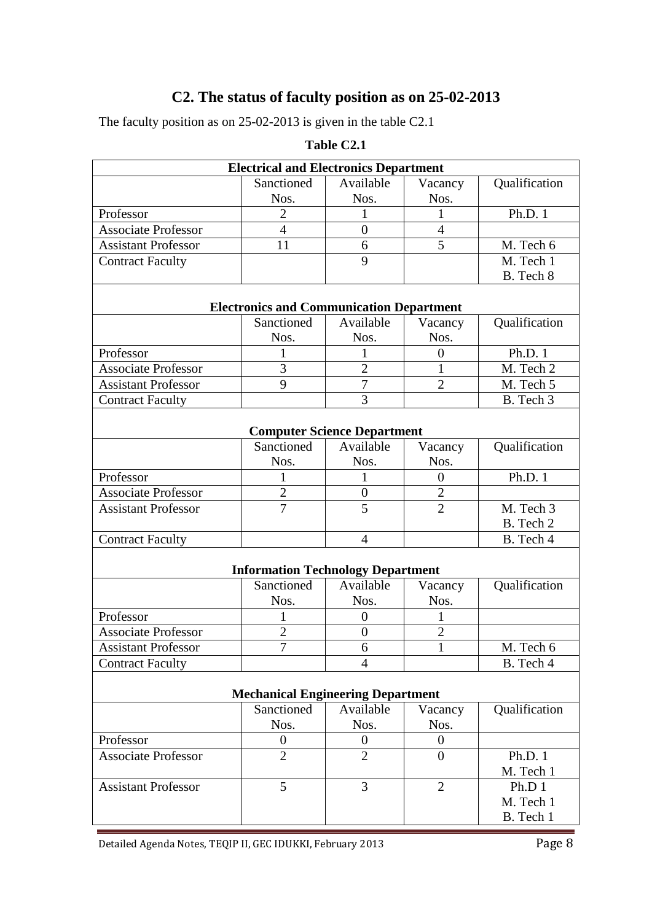## C2. The status of faculty position as on 25-02-2013

The faculty position as on 25-02-2013 is given in the table C2.1

**Table C2.1**

| Electrical and Electronics Department | | | | |
|---|---|---|---|---|
| | Sanctioned Nos. | Available Nos. | Vacancy Nos. | Qualification |
| Professor | 2 | 1 | 1 | Ph.D. 1 |
| Associate Professor | 4 | 0 | 4 | |
| Assistant Professor | 11 | 6 | 5 | M. Tech 6 |
| Contract Faculty | | 9 | | M. Tech 1<br>B. Tech 8 |
| **Electronics and Communication Department** | | | | |
| | Sanctioned Nos. | Available Nos. | Vacancy Nos. | Qualification |
| Professor | 1 | 1 | 0 | Ph.D. 1 |
| Associate Professor | 3 | 2 | 1 | M. Tech 2 |
| Assistant Professor | 9 | 7 | 2 | M. Tech 5 |
| Contract Faculty | | 3 | | B. Tech 3 |
| **Computer Science Department** | | | | |
| | Sanctioned Nos. | Available Nos. | Vacancy Nos. | Qualification |
| Professor | 1 | 1 | 0 | Ph.D. 1 |
| Associate Professor | 2 | 0 | 2 | |
| Assistant Professor | 7 | 5 | 2 | M. Tech 3<br>B. Tech 2 |
| Contract Faculty | | 4 | | B. Tech 4 |
| **Information Technology Department** | | | | |
| | Sanctioned Nos. | Available Nos. | Vacancy Nos. | Qualification |
| Professor | 1 | 0 | 1 | |
| Associate Professor | 2 | 0 | 2 | |
| Assistant Professor | 7 | 6 | 1 | M. Tech 6 |
| Contract Faculty | | 4 | | B. Tech 4 |
| **Mechanical Engineering Department** | | | | |
| | Sanctioned Nos. | Available Nos. | Vacancy Nos. | Qualification |
| Professor | 0 | 0 | 0 | |
| Associate Professor | 2 | 2 | 0 | Ph.D. 1<br>M. Tech 1 |
| Assistant Professor | 5 | 3 | 2 | Ph.D 1<br>M. Tech 1<br>B. Tech 1 |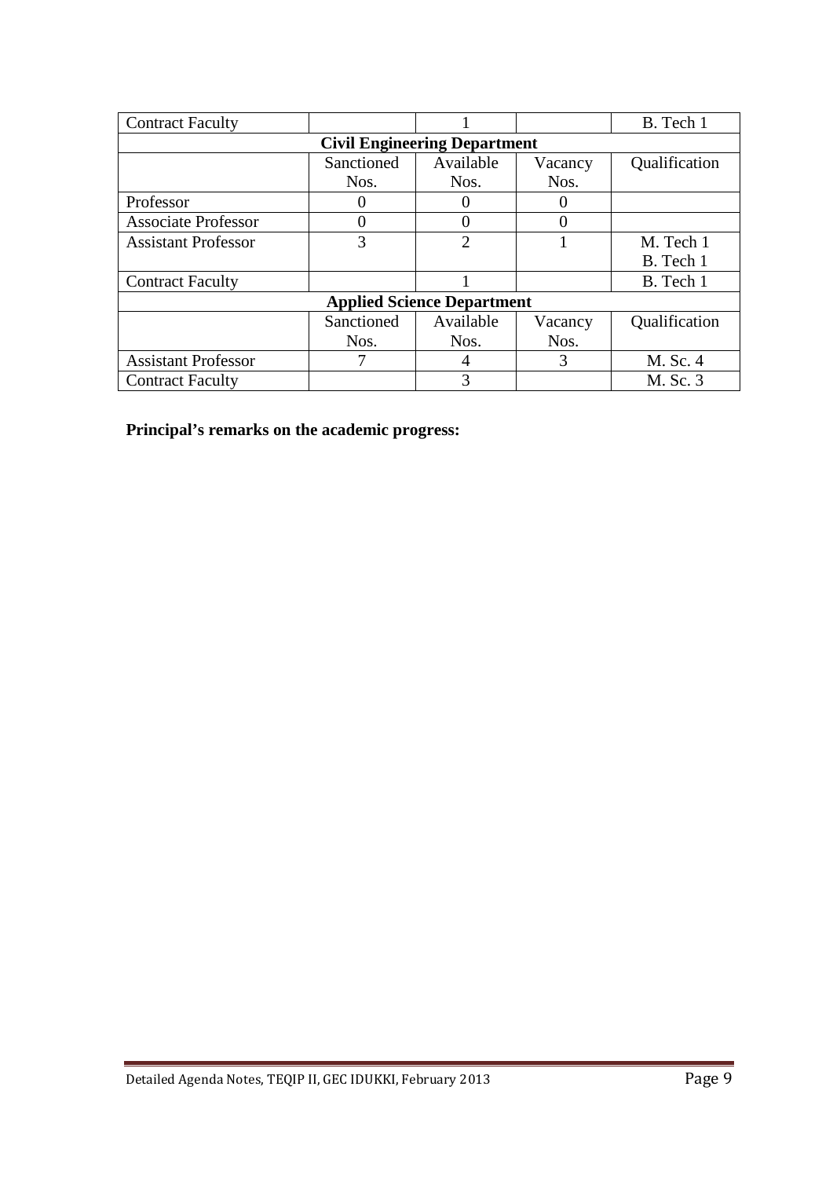| | | | | |
|---|---|---|---|---|
| Contract Faculty | | 1 | | B. Tech 1 |
| **Civil Engineering Department** | | | | |
| | Sanctioned Nos. | Available Nos. | Vacancy Nos. | Qualification |
| Professor | 0 | 0 | 0 | |
| Associate Professor | 0 | 0 | 0 | |
| Assistant Professor | 3 | 2 | 1 | M. Tech 1<br>B. Tech 1 |
| Contract Faculty | | 1 | | B. Tech 1 |
| **Applied Science Department** | | | | |
| | Sanctioned Nos. | Available Nos. | Vacancy Nos. | Qualification |
| Assistant Professor | 7 | 4 | 3 | M. Sc. 4 |
| Contract Faculty | | 3 | | M. Sc. 3 |

**Principal's remarks on the academic progress:**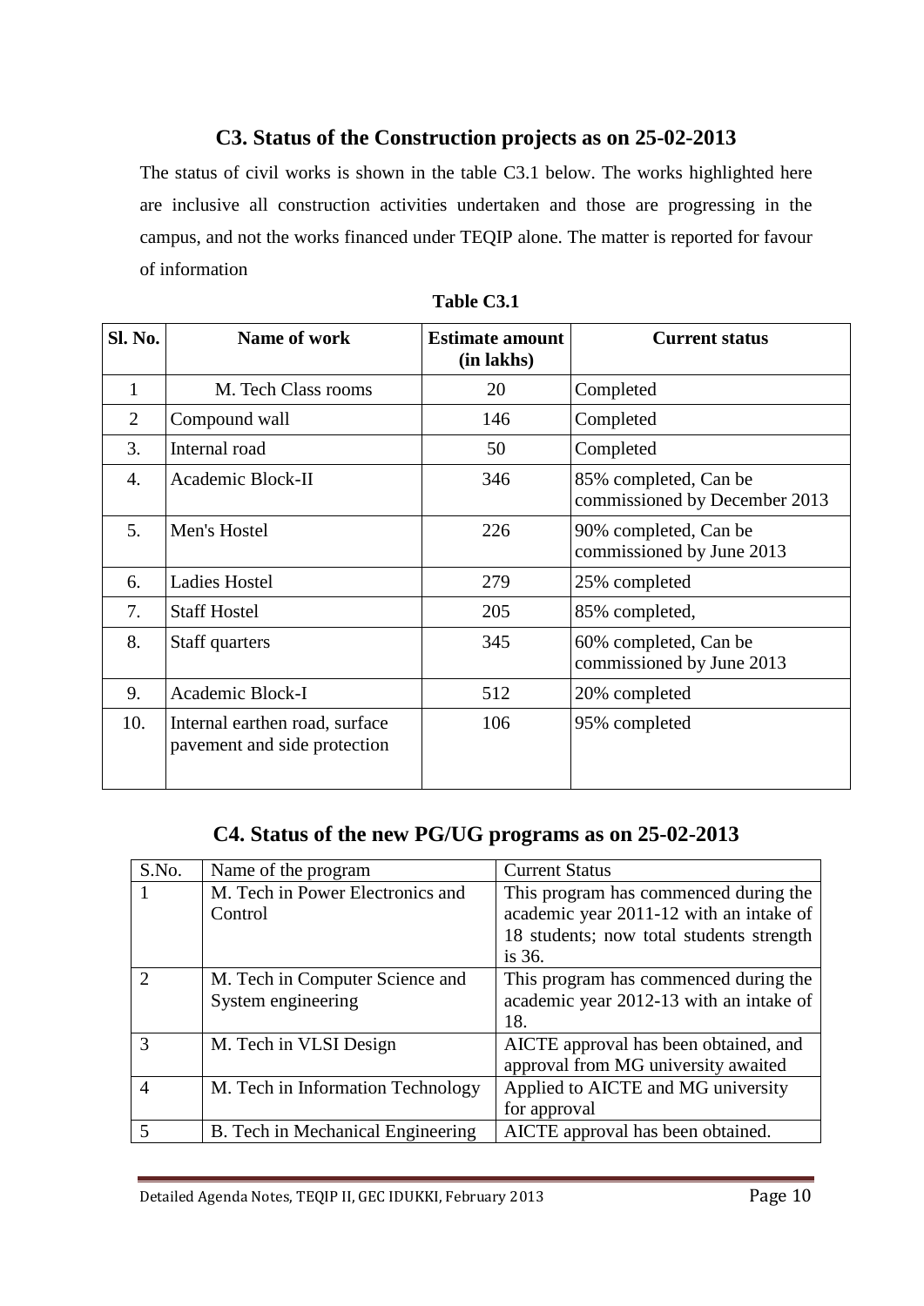## C3. Status of the Construction projects as on 25-02-2013

The status of civil works is shown in the table C3.1 below. The works highlighted here are inclusive all construction activities undertaken and those are progressing in the campus, and not the works financed under TEQIP alone. The matter is reported for favour of information

**Table C3.1**

| Sl. No. | Name of work | Estimate amount (in lakhs) | Current status |
|---|---|---|---|
| 1 | M. Tech Class rooms | 20 | Completed |
| 2 | Compound wall | 146 | Completed |
| 3. | Internal road | 50 | Completed |
| 4. | Academic Block-II | 346 | 85% completed, Can be commissioned by December 2013 |
| 5. | Men's Hostel | 226 | 90% completed, Can be commissioned by June 2013 |
| 6. | Ladies Hostel | 279 | 25% completed |
| 7. | Staff Hostel | 205 | 85% completed, |
| 8. | Staff quarters | 345 | 60% completed, Can be commissioned by June 2013 |
| 9. | Academic Block-I | 512 | 20% completed |
| 10. | Internal earthen road, surface pavement and side protection | 106 | 95% completed |

## C4. Status of the new PG/UG programs as on 25-02-2013

| S.No. | Name of the program | Current Status |
|---|---|---|
| 1 | M. Tech in Power Electronics and Control | This program has commenced during the academic year 2011-12 with an intake of 18 students; now total students strength is 36. |
| 2 | M. Tech in Computer Science and System engineering | This program has commenced during the academic year 2012-13 with an intake of 18. |
| 3 | M. Tech in VLSI Design | AICTE approval has been obtained, and approval from MG university awaited |
| 4 | M. Tech in Information Technology | Applied to AICTE and MG university for approval |
| 5 | B. Tech in Mechanical Engineering | AICTE approval has been obtained. |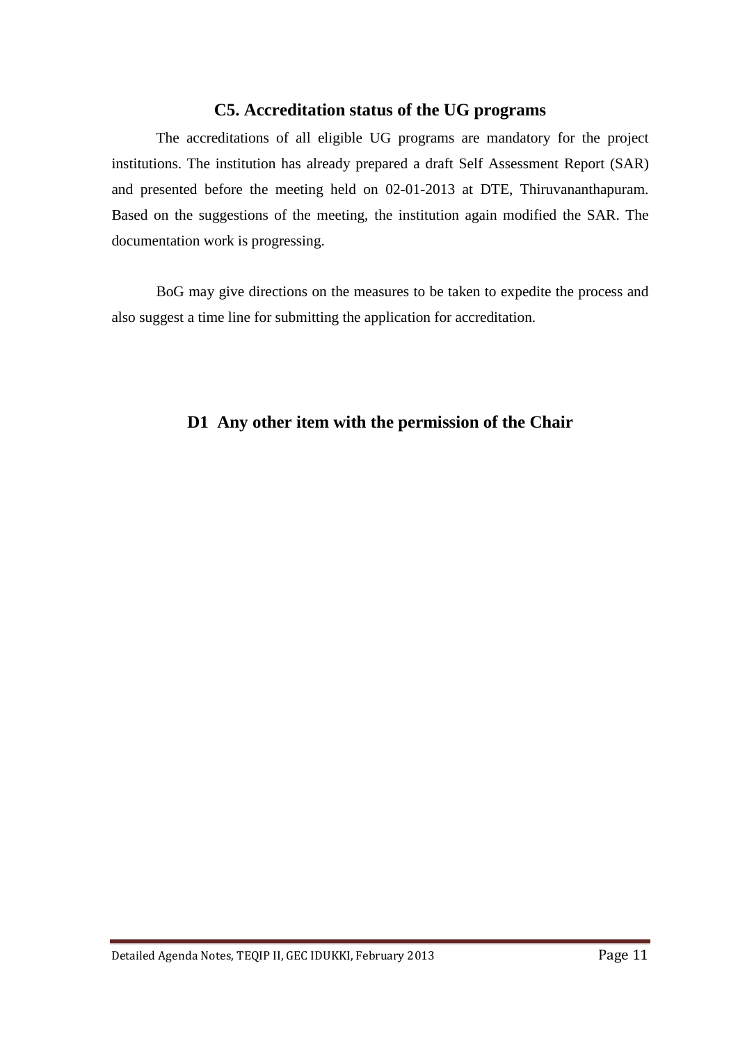## C5. Accreditation status of the UG programs

The accreditations of all eligible UG programs are mandatory for the project institutions. The institution has already prepared a draft Self Assessment Report (SAR) and presented before the meeting held on 02-01-2013 at DTE, Thiruvananthapuram. Based on the suggestions of the meeting, the institution again modified the SAR. The documentation work is progressing.

BoG may give directions on the measures to be taken to expedite the process and also suggest a time line for submitting the application for accreditation.

## D1 Any other item with the permission of the Chair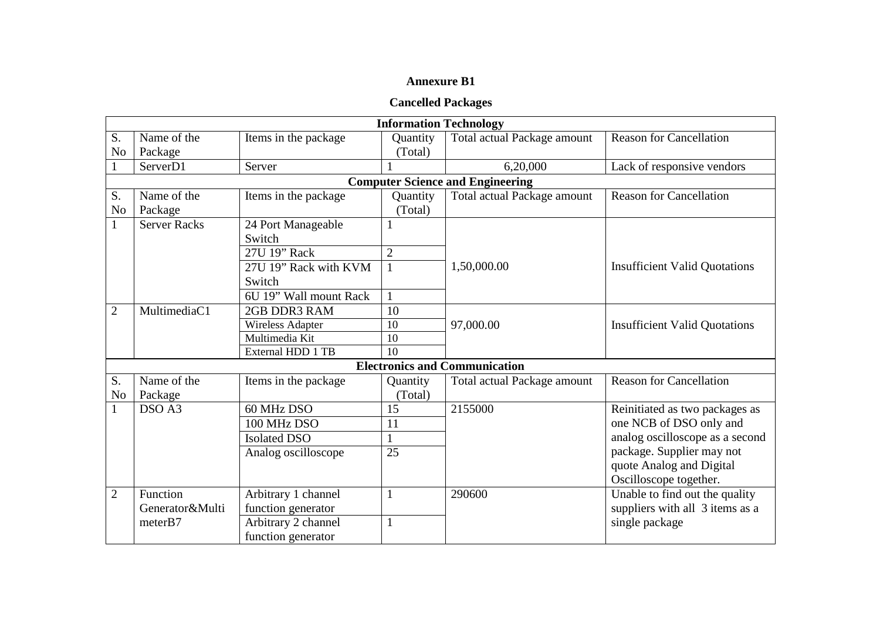**Annexure B1**

**Cancelled Packages**

| **Information Technology** | | | | | |
|---|---|---|---|---|---|
| S. No | Name of the Package | Items in the package | Quantity (Total) | Total actual Package amount | Reason for Cancellation |
| 1 | ServerD1 | Server | 1 | 6,20,000 | Lack of responsive vendors |
| **Computer Science and Engineering** | | | | | |
| S. No | Name of the Package | Items in the package | Quantity (Total) | Total actual Package amount | Reason for Cancellation |
| 1 | Server Racks | 24 Port Manageable Switch | 1 | 1,50,000.00 | Insufficient Valid Quotations |
| | | 27U 19" Rack | 2 | | |
| | | 27U 19" Rack with KVM Switch | 1 | | |
| | | 6U 19" Wall mount Rack | 1 | | |
| 2 | MultimediaC1 | 2GB DDR3 RAM | 10 | 97,000.00 | Insufficient Valid Quotations |
| | | Wireless Adapter | 10 | | |
| | | Multimedia Kit | 10 | | |
| | | External HDD 1 TB | 10 | | |
| **Electronics and Communication** | | | | | |
| S. No | Name of the Package | Items in the package | Quantity (Total) | Total actual Package amount | Reason for Cancellation |
| 1 | DSO A3 | 60 MHz DSO | 15 | 2155000 | Reinitiated as two packages as one NCB of DSO only and analog oscilloscope as a second package. Supplier may not quote Analog and Digital Oscilloscope together. |
| | | 100 MHz DSO | 11 | | |
| | | Isolated DSO | 1 | | |
| | | Analog oscilloscope | 25 | | |
| 2 | Function Generator&Multi meterB7 | Arbitrary 1 channel function generator | 1 | 290600 | Unable to find out the quality suppliers with all 3 items as a single package |
| | | Arbitrary 2 channel function generator | 1 | | |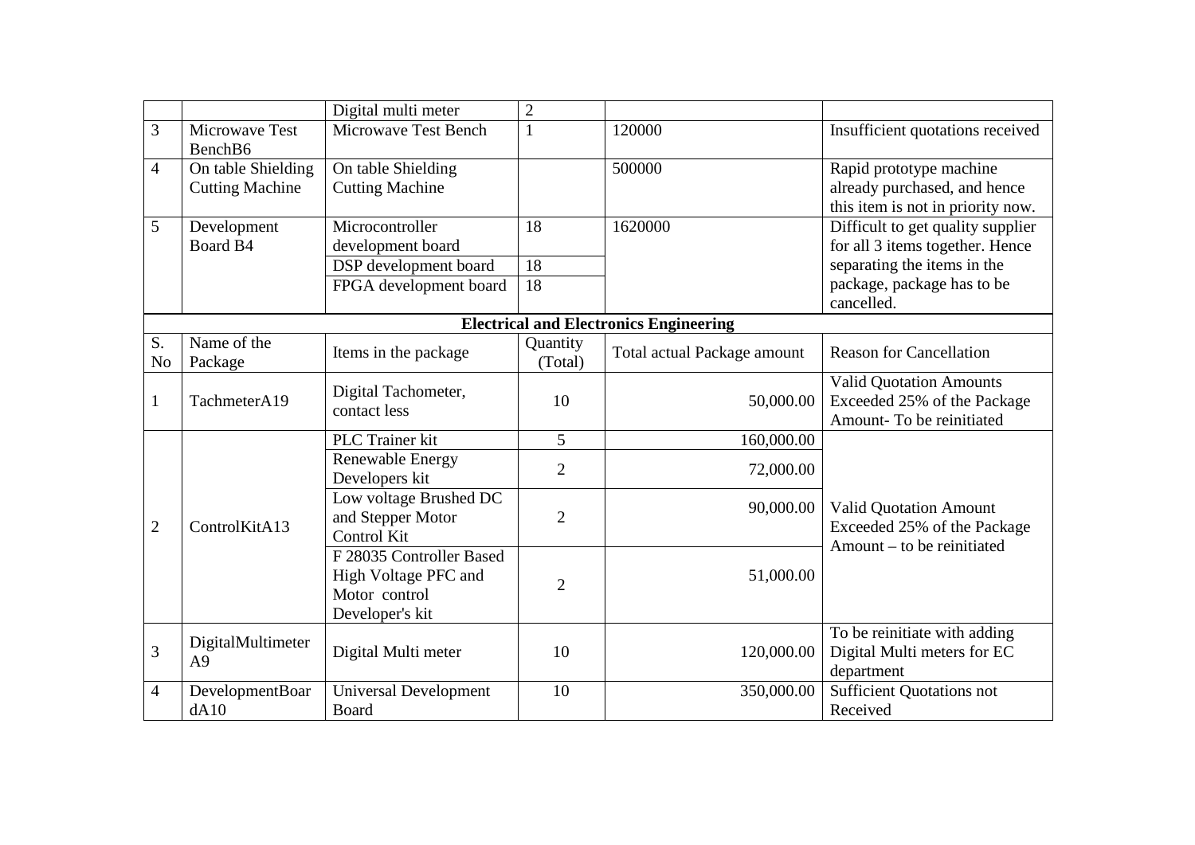| | | | | | |
|---|---|---|---|---|---|
| | | Digital multi meter | 2 | | |
| 3 | Microwave Test BenchB6 | Microwave Test Bench | 1 | 120000 | Insufficient quotations received |
| 4 | On table Shielding Cutting Machine | On table Shielding Cutting Machine | | 500000 | Rapid prototype machine already purchased, and hence this item is not in priority now. |
| 5 | Development Board B4 | Microcontroller development board | 18 | 1620000 | Difficult to get quality supplier for all 3 items together. Hence separating the items in the package, package has to be cancelled. |
| | | DSP development board | 18 | | |
| | | FPGA development board | 18 | | |

**Electrical and Electronics Engineering**

| S. No | Name of the Package | Items in the package | Quantity (Total) | Total actual Package amount | Reason for Cancellation |
|---|---|---|---|---|---|
| 1 | TachmeterA19 | Digital Tachometer, contact less | 10 | 50,000.00 | Valid Quotation Amounts Exceeded 25% of the Package Amount- To be reinitiated |
| 2 | ControlKitA13 | PLC Trainer kit | 5 | 160,000.00 | Valid Quotation Amount Exceeded 25% of the Package Amount – to be reinitiated |
| | | Renewable Energy Developers kit | 2 | 72,000.00 | |
| | | Low voltage Brushed DC and Stepper Motor Control Kit | 2 | 90,000.00 | |
| | | F 28035 Controller Based High Voltage PFC and Motor control Developer's kit | 2 | 51,000.00 | |
| 3 | DigitalMultimeter A9 | Digital Multi meter | 10 | 120,000.00 | To be reinitiate with adding Digital Multi meters for EC department |
| 4 | DevelopmentBoardA10 | Universal Development Board | 10 | 350,000.00 | Sufficient Quotations not Received |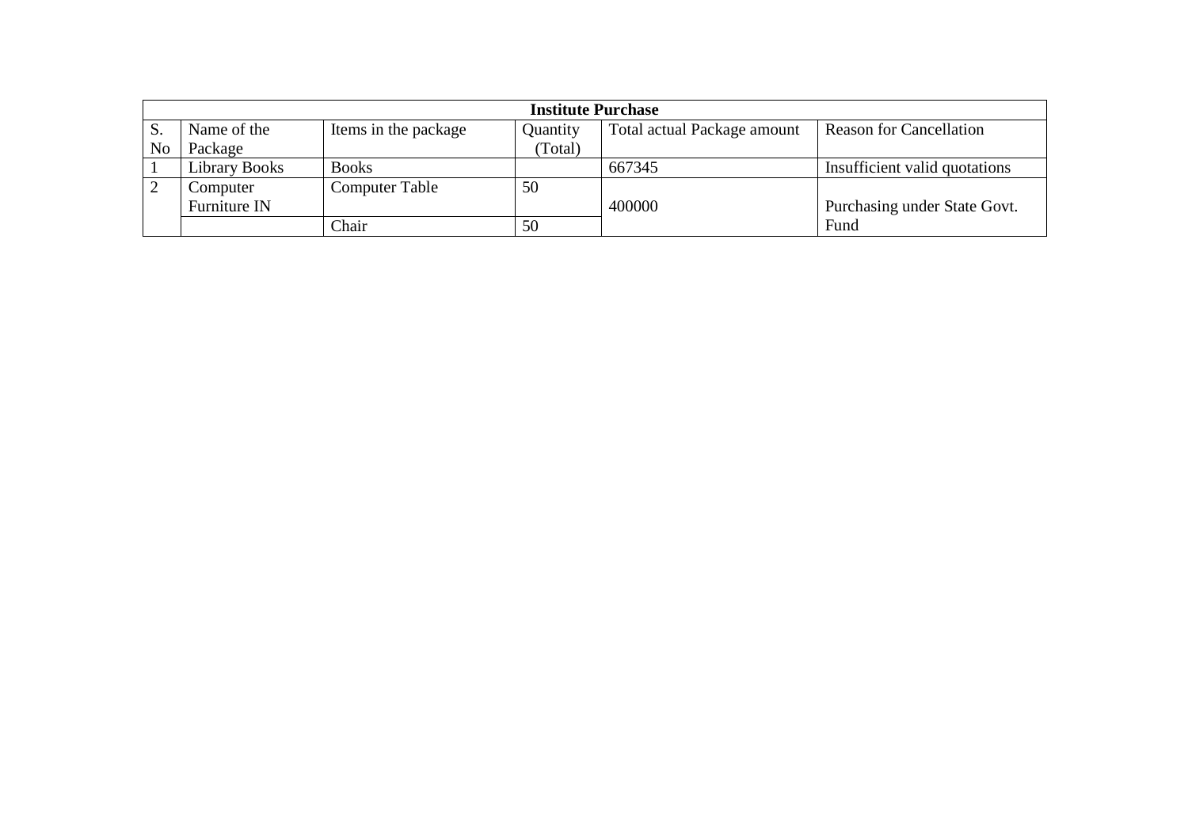| Institute Purchase | | | | | |
|---|---|---|---|---|---|
| S. No | Name of the Package | Items in the package | Quantity (Total) | Total actual Package amount | Reason for Cancellation |
| 1 | Library Books | Books | | 667345 | Insufficient valid quotations |
| 2 | Computer Furniture IN | Computer Table | 50 | 400000 | Purchasing under State Govt. Fund |
| | | Chair | 50 | | |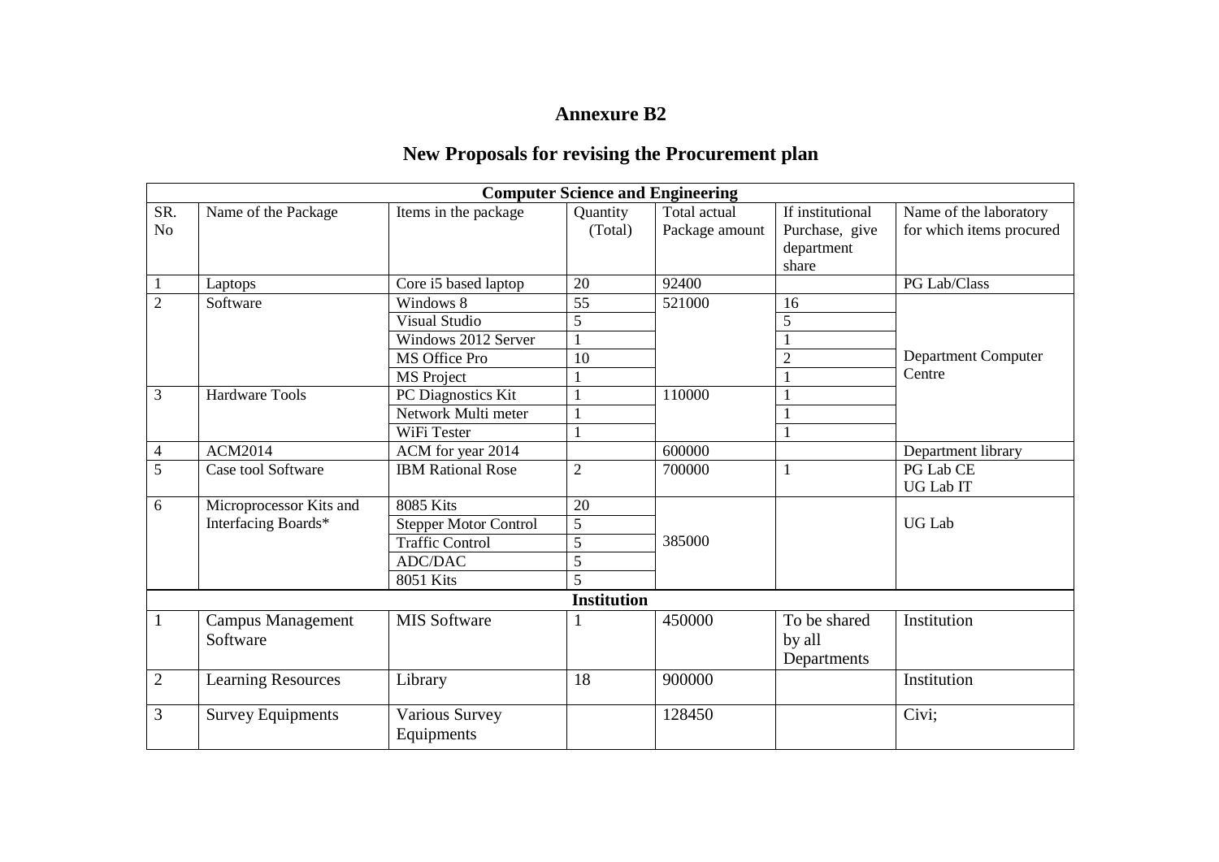# Annexure B2

## New Proposals for revising the Procurement plan

| SR. No | Name of the Package | Items in the package | Quantity (Total) | Total actual Package amount | If institutional Purchase, give department share | Name of the laboratory for which items procured |
|---|---|---|---|---|---|---|
| **Computer Science and Engineering** | | | | | | |
| 1 | Laptops | Core i5 based laptop | 20 | 92400 | | PG Lab/Class |
| 2 | Software | Windows 8 | 55 | 521000 | 16 | Department Computer Centre |
| | | Visual Studio | 5 | | 5 | |
| | | Windows 2012 Server | 1 | | 1 | |
| | | MS Office Pro | 10 | | 2 | |
| | | MS Project | 1 | | 1 | |
| 3 | Hardware Tools | PC Diagnostics Kit | 1 | 110000 | 1 | |
| | | Network Multi meter | 1 | | 1 | |
| | | WiFi Tester | 1 | | 1 | |
| 4 | ACM2014 | ACM for year 2014 | | 600000 | | Department library |
| 5 | Case tool Software | IBM Rational Rose | 2 | 700000 | 1 | PG Lab CE<br>UG Lab IT |
| 6 | Microprocessor Kits and Interfacing Boards* | 8085 Kits | 20 | 385000 | | UG Lab |
| | | Stepper Motor Control | 5 | | | |
| | | Traffic Control | 5 | | | |
| | | ADC/DAC | 5 | | | |
| | | 8051 Kits | 5 | | | |
| **Institution** | | | | | | |
| 1 | Campus Management Software | MIS Software | 1 | 450000 | To be shared by all Departments | Institution |
| 2 | Learning Resources | Library | 18 | 900000 | | Institution |
| 3 | Survey Equipments | Various Survey Equipments | | 128450 | | Civi; |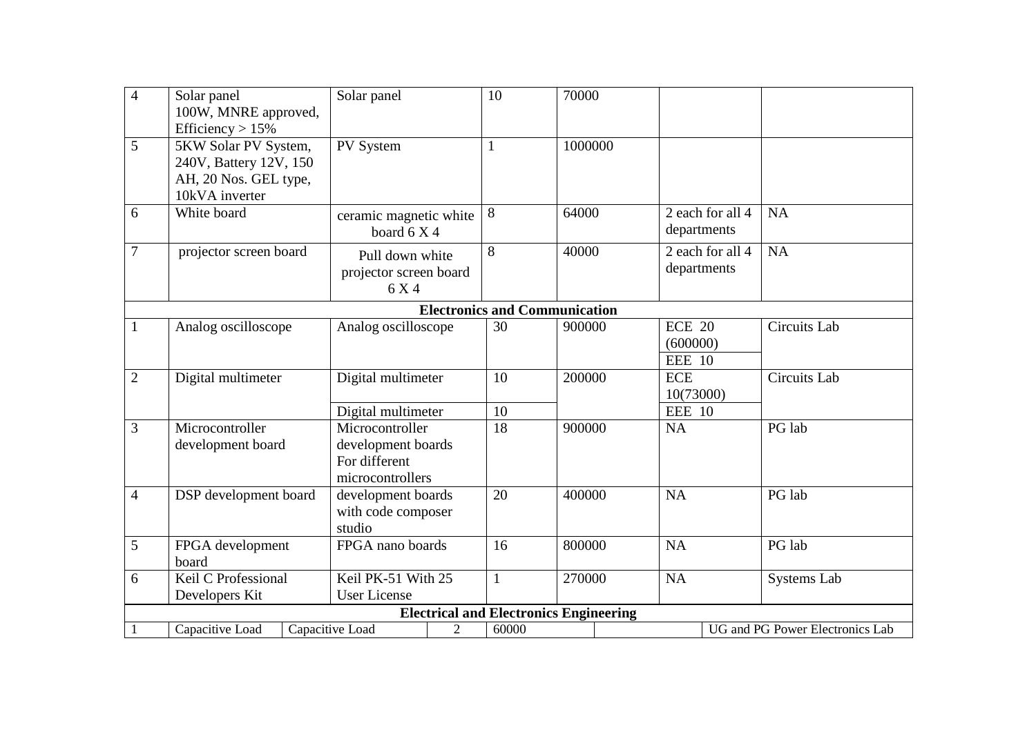| | | | | | | |
|---|---|---|---|---|---|---|
| 4 | Solar panel 100W, MNRE approved, Efficiency > 15% | Solar panel | 10 | 70000 | | |
| 5 | 5KW Solar PV System, 240V, Battery 12V, 150 AH, 20 Nos. GEL type, 10kVA inverter | PV System | 1 | 1000000 | | |
| 6 | White board | ceramic magnetic white board 6 X 4 | 8 | 64000 | 2 each for all 4 departments | NA |
| 7 | projector screen board | Pull down white projector screen board 6 X 4 | 8 | 40000 | 2 each for all 4 departments | NA |
| **Electronics and Communication** | | | | | | |
| 1 | Analog oscilloscope | Analog oscilloscope | 30 | 900000 | ECE 20 (600000) | Circuits Lab |
| | | | | | EEE 10 | |
| 2 | Digital multimeter | Digital multimeter | 10 | 200000 | ECE 10(73000) | Circuits Lab |
| | | Digital multimeter | 10 | | EEE 10 | |
| 3 | Microcontroller development board | Microcontroller development boards For different microcontrollers | 18 | 900000 | NA | PG lab |
| 4 | DSP development board | development boards with code composer studio | 20 | 400000 | NA | PG lab |
| 5 | FPGA development board | FPGA nano boards | 16 | 800000 | NA | PG lab |
| 6 | Keil C Professional Developers Kit | Keil PK-51 With 25 User License | 1 | 270000 | NA | Systems Lab |
| **Electrical and Electronics Engineering** | | | | | | |
| 1 | Capacitive Load | Capacitive Load | 2 | 60000 | | UG and PG Power Electronics Lab |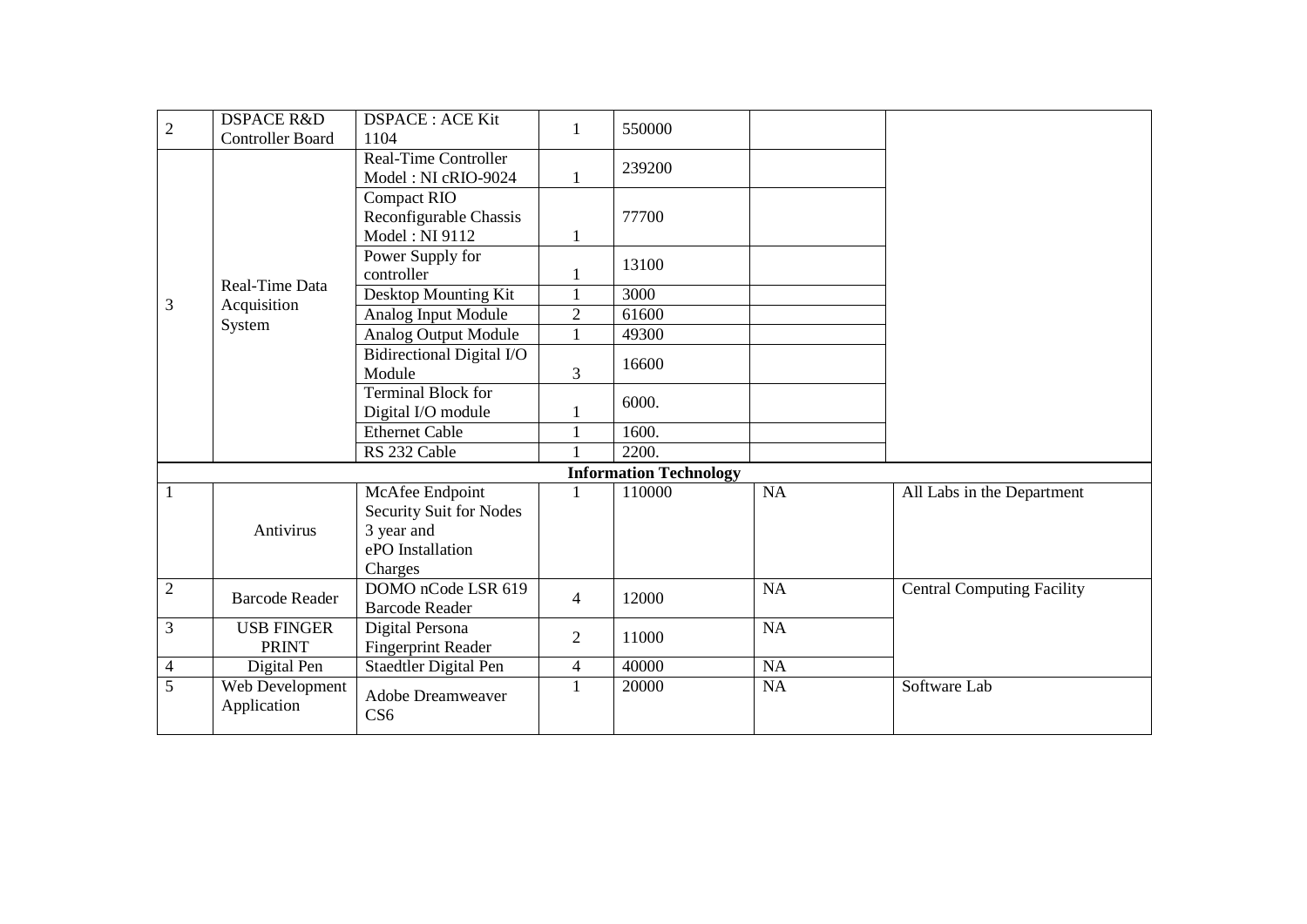| | | | | | | |
|---|---|---|---|---|---|---|
| 2 | DSPACE R&D Controller Board | DSPACE : ACE Kit 1104 | 1 | 550000 | | |
| 3 | Real-Time Data Acquisition System | Real-Time Controller Model : NI cRIO-9024 | 1 | 239200 | | |
| | | Compact RIO Reconfigurable Chassis Model : NI 9112 | 1 | 77700 | | |
| | | Power Supply for controller | 1 | 13100 | | |
| | | Desktop Mounting Kit | 1 | 3000 | | |
| | | Analog Input Module | 2 | 61600 | | |
| | | Analog Output Module | 1 | 49300 | | |
| | | Bidirectional Digital I/O Module | 3 | 16600 | | |
| | | Terminal Block for Digital I/O module | 1 | 6000. | | |
| | | Ethernet Cable | 1 | 1600. | | |
| | | RS 232 Cable | 1 | 2200. | | |
| **Information Technology** | | | | | | |
| 1 | Antivirus | McAfee Endpoint Security Suit for Nodes 3 year and ePO Installation Charges | 1 | 110000 | NA | All Labs in the Department |
| 2 | Barcode Reader | DOMO nCode LSR 619 Barcode Reader | 4 | 12000 | NA | Central Computing Facility |
| 3 | USB FINGER PRINT | Digital Persona Fingerprint Reader | 2 | 11000 | NA | |
| 4 | Digital Pen | Staedtler Digital Pen | 4 | 40000 | NA | |
| 5 | Web Development Application | Adobe Dreamweaver CS6 | 1 | 20000 | NA | Software Lab |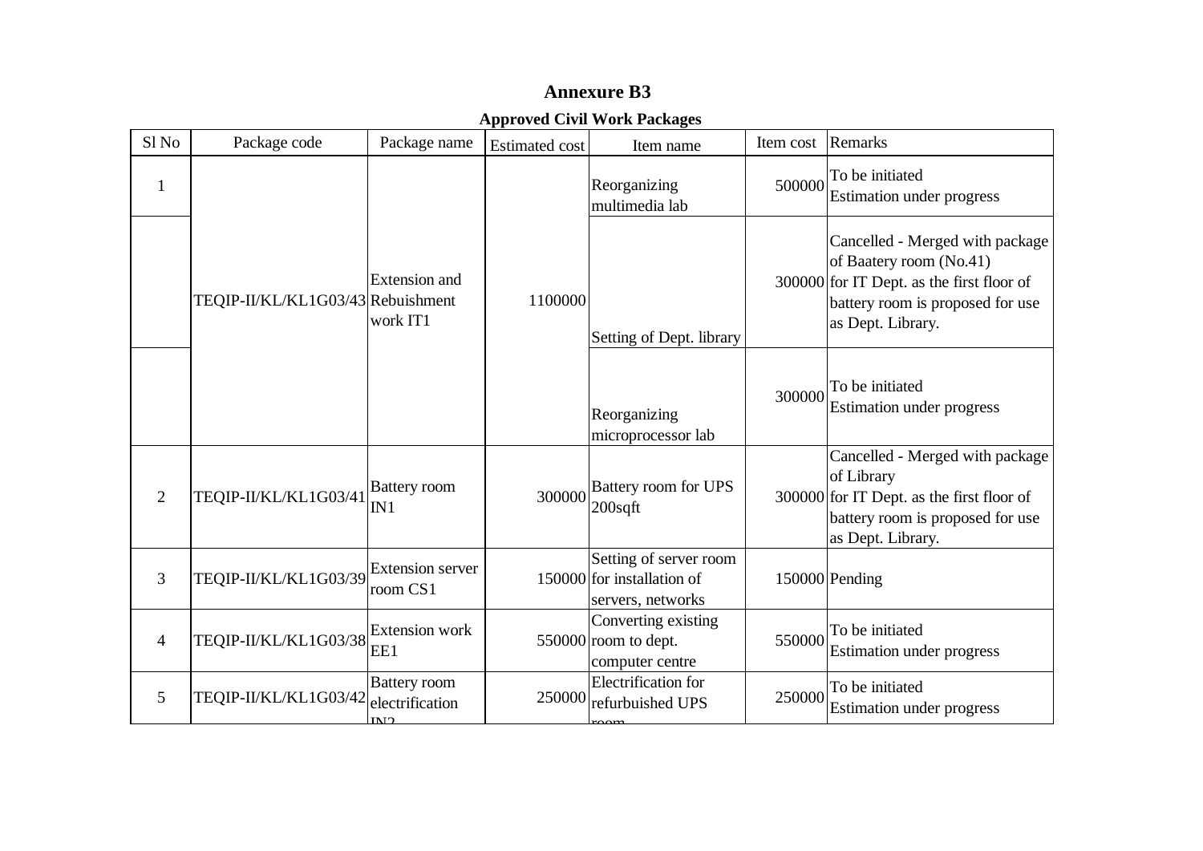# Annexure B3

## Approved Civil Work Packages

| Sl No | Package code | Package name | Estimated cost | Item name | Item cost | Remarks |
|---|---|---|---|---|---|---|
| 1 | TEQIP-II/KL/KL1G03/43 | Extension and Rebuishment work IT1 | 1100000 | Reorganizing multimedia lab | 500000 | To be initiated Estimation under progress |
| | | | | Setting of Dept. library | 300000 | Cancelled - Merged with package of Baatery room (No.41) for IT Dept. as the first floor of battery room is proposed for use as Dept. Library. |
| | | | | Reorganizing microprocessor lab | 300000 | To be initiated Estimation under progress |
| 2 | TEQIP-II/KL/KL1G03/41 | Battery room IN1 | 300000 | Battery room for UPS 200sqft | 300000 | Cancelled - Merged with package of Library for IT Dept. as the first floor of battery room is proposed for use as Dept. Library. |
| 3 | TEQIP-II/KL/KL1G03/39 | Extension server room CS1 | 150000 | Setting of server room for installation of servers, networks | 150000 | Pending |
| 4 | TEQIP-II/KL/KL1G03/38 | Extension work EE1 | 550000 | Converting existing room to dept. computer centre | 550000 | To be initiated Estimation under progress |
| 5 | TEQIP-II/KL/KL1G03/42 | Battery room electrification IN2 | 250000 | Electrification for refurbuished UPS room | 250000 | To be initiated Estimation under progress |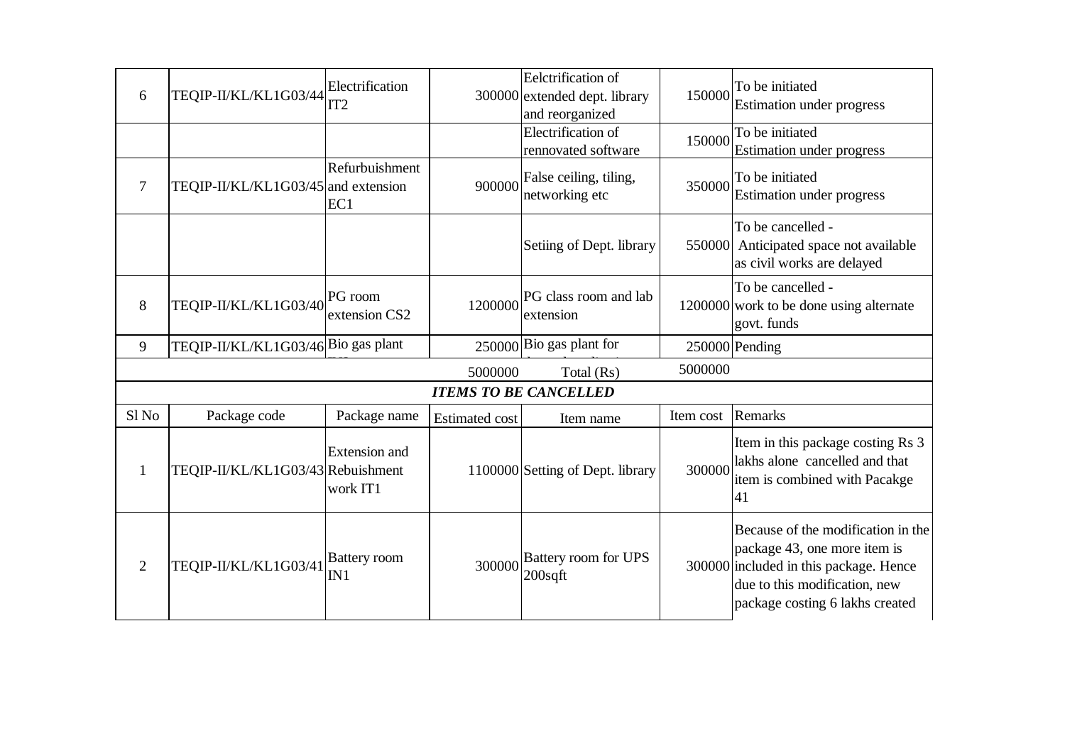| | | | | | | |
|---|---|---|---|---|---|---|
| 6 | TEQIP-II/KL/KL1G03/44 | Electrification IT2 | 300000 | Eelctrification of extended dept. library and reorganized | 150000 | To be initiated Estimation under progress |
| | | | | Electrification of rennovated software | 150000 | To be initiated Estimation under progress |
| 7 | TEQIP-II/KL/KL1G03/45 | Refurbuishment and extension EC1 | 900000 | False ceiling, tiling, networking etc | 350000 | To be initiated Estimation under progress |
| | | | | Setiing of Dept. library | 550000 | To be cancelled - Anticipated space not available as civil works are delayed |
| 8 | TEQIP-II/KL/KL1G03/40 | PG room extension CS2 | 1200000 | PG class room and lab extension | 1200000 | To be cancelled - work to be done using alternate govt. funds |
| 9 | TEQIP-II/KL/KL1G03/46 | Bio gas plant | 250000 | Bio gas plant for | 250000 | Pending |
| | | | 5000000 | Total (Rs) | 5000000 | |

***ITEMS TO BE CANCELLED***

| Sl No | Package code | Package name | Estimated cost | Item name | Item cost | Remarks |
|---|---|---|---|---|---|---|
| 1 | TEQIP-II/KL/KL1G03/43 | Extension and Rebuishment work IT1 | 1100000 | Setting of Dept. library | 300000 | Item in this package costing Rs 3 lakhs alone cancelled and that item is combined with Pacakge 41 |
| 2 | TEQIP-II/KL/KL1G03/41 | Battery room IN1 | 300000 | Battery room for UPS 200sqft | 300000 | Because of the modification in the package 43, one more item is included in this package. Hence due to this modification, new package costing 6 lakhs created |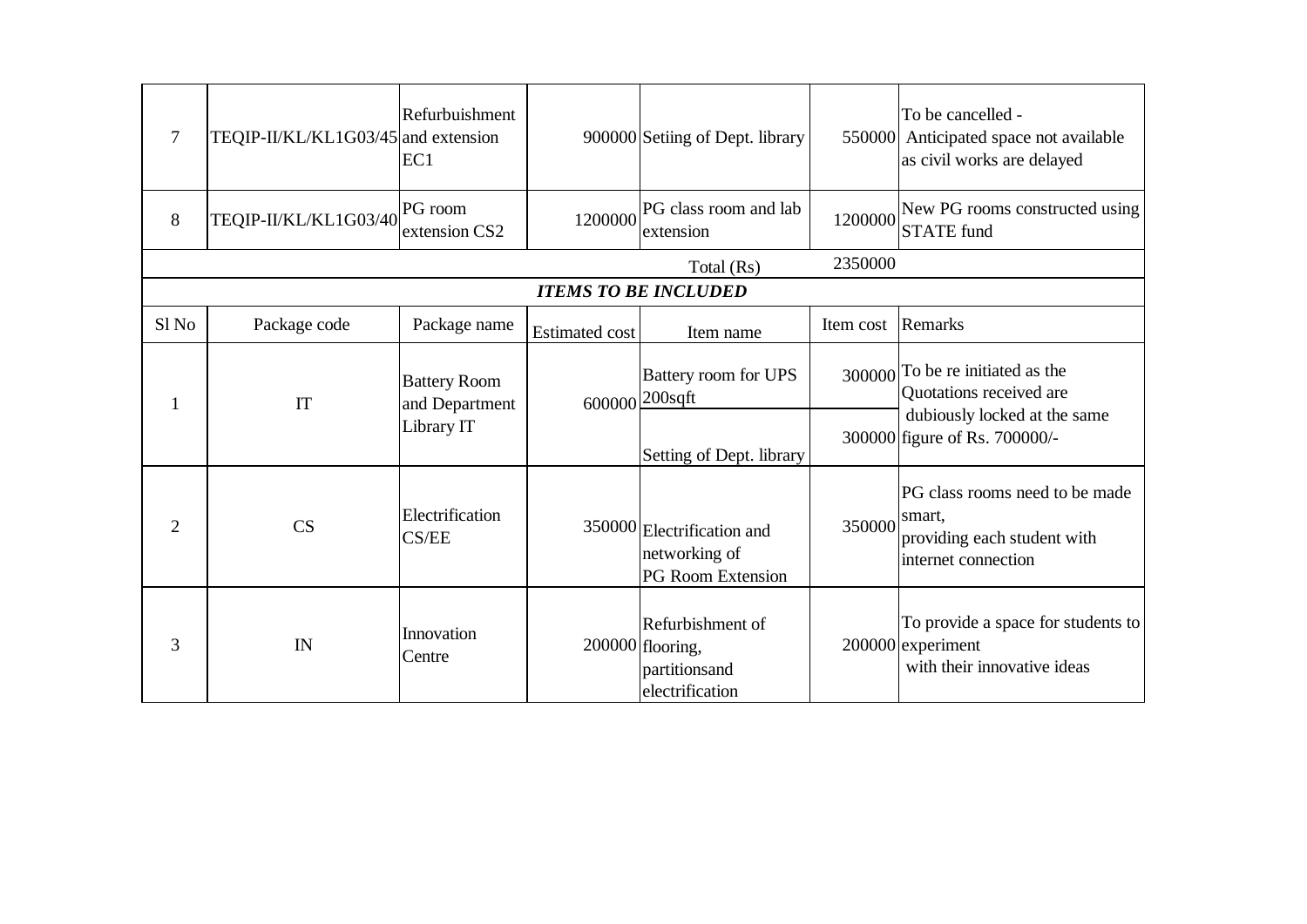| | | | | | | |
|---|---|---|---|---|---|---|
| 7 | TEQIP-II/KL/KL1G03/45 | Refurbuishment and extension EC1 | 900000 | Setiing of Dept. library | 550000 | To be cancelled - Anticipated space not available as civil works are delayed |
| 8 | TEQIP-II/KL/KL1G03/40 | PG room extension CS2 | 1200000 | PG class room and lab extension | 1200000 | New PG rooms constructed using STATE fund |
| | | | | Total (Rs) | 2350000 | |

***ITEMS TO BE INCLUDED***

| Sl No | Package code | Package name | Estimated cost | Item name | Item cost | Remarks |
|---|---|---|---|---|---|---|
| 1 | IT | Battery Room and Department Library IT | 600000 | Battery room for UPS 200sqft | 300000 | To be re initiated as the Quotations received are dubiously locked at the same figure of Rs. 700000/- |
| | | | | Setting of Dept. library | 300000 | |
| 2 | CS | Electrification CS/EE | 350000 | Electrification and networking of PG Room Extension | 350000 | PG class rooms need to be made smart, providing each student with internet connection |
| 3 | IN | Innovation Centre | 200000 | Refurbishment of flooring, partitionsand electrification | 200000 | To provide a space for students to experiment with their innovative ideas |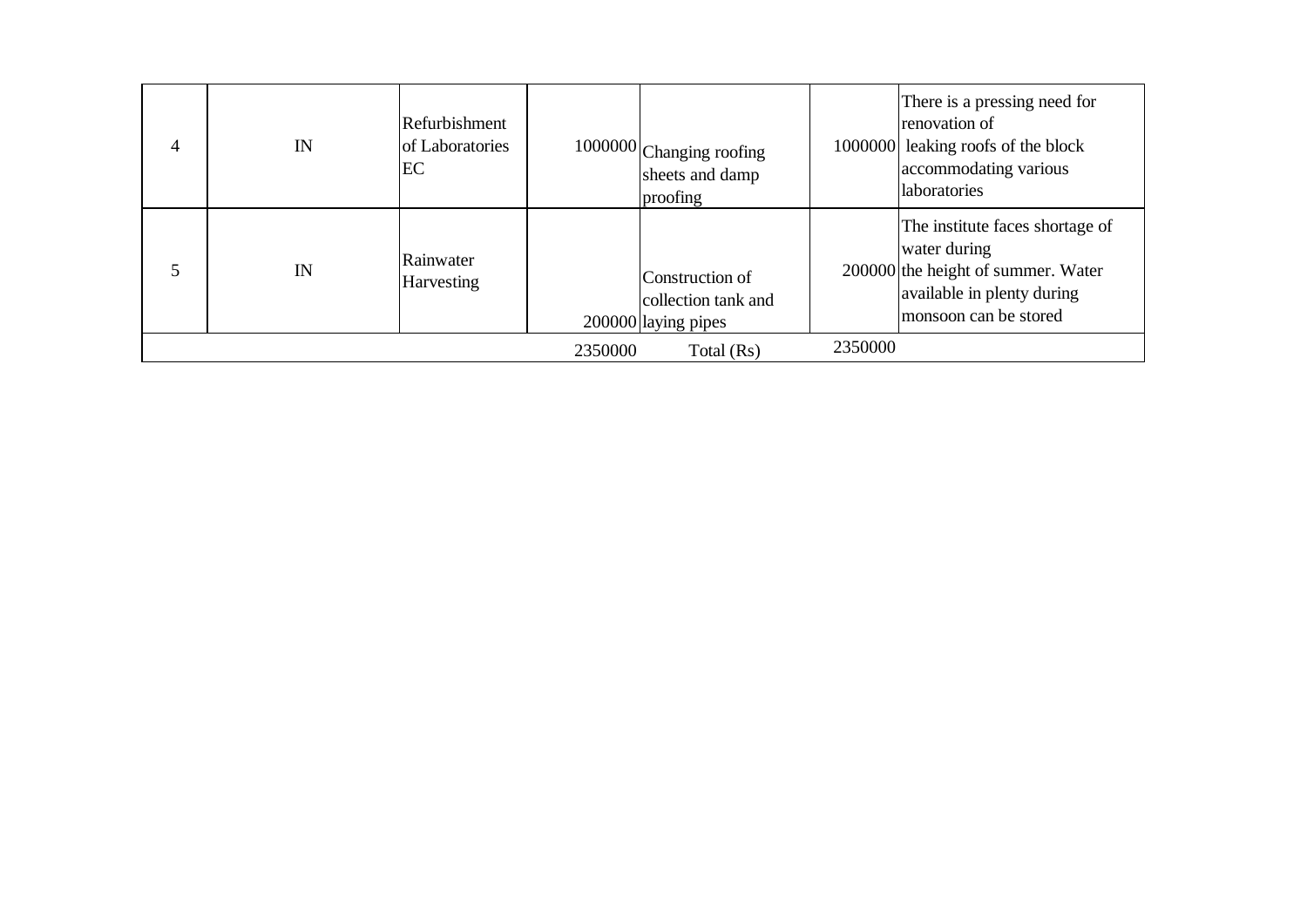| | | | | | | |
|---|---|---|---|---|---|---|
| 4 | IN | Refurbishment of Laboratories EC | 1000000 | Changing roofing sheets and damp proofing | 1000000 | There is a pressing need for renovation of leaking roofs of the block accommodating various laboratories |
| 5 | IN | Rainwater Harvesting | 200000 | Construction of collection tank and laying pipes | 200000 | The institute faces shortage of water during the height of summer. Water available in plenty during monsoon can be stored |
| | | | 2350000 | Total (Rs) | 2350000 | |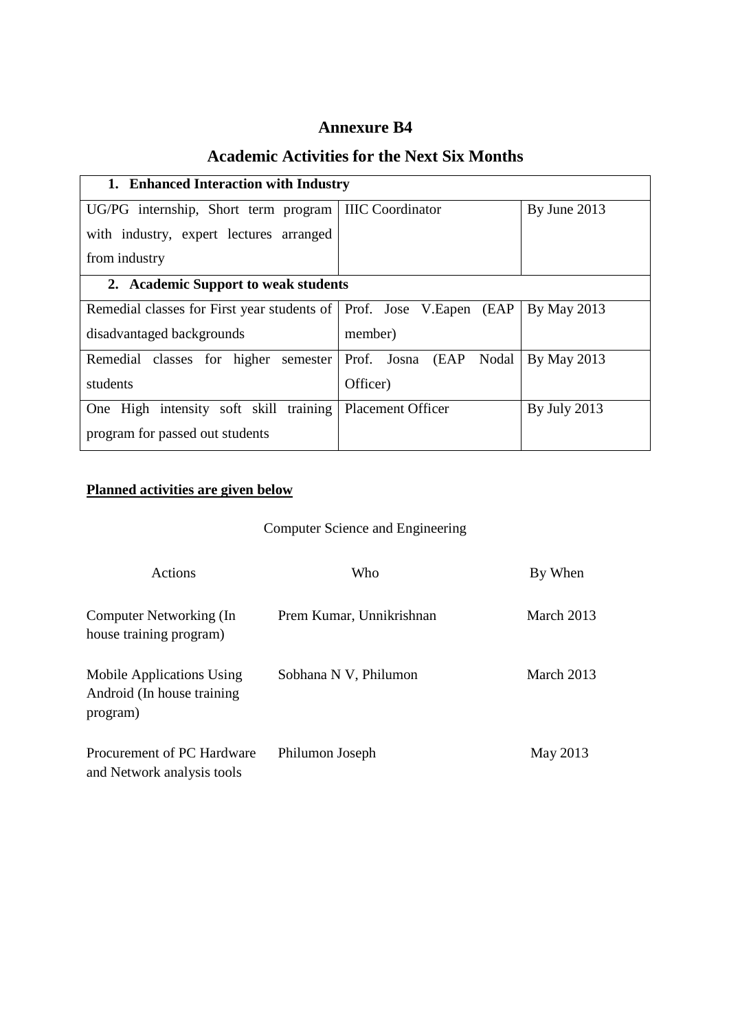# Annexure B4

## Academic Activities for the Next Six Months

| | | |
|---|---|---|
| **1. Enhanced Interaction with Industry** | | |
| UG/PG internship, Short term program with industry, expert lectures arranged from industry | IIIC Coordinator | By June 2013 |
| **2. Academic Support to weak students** | | |
| Remedial classes for First year students of disadvantaged backgrounds | Prof. Jose V.Eapen (EAP member) | By May 2013 |
| Remedial classes for higher semester students | Prof. Josna (EAP Nodal Officer) | By May 2013 |
| One High intensity soft skill training program for passed out students | Placement Officer | By July 2013 |

**<u>Planned activities are given below</u>**

Computer Science and Engineering

| Actions | Who | By When |
|---|---|---|
| Computer Networking (In house training program) | Prem Kumar, Unnikrishnan | March 2013 |
| Mobile Applications Using Android (In house training program) | Sobhana N V, Philumon | March 2013 |
| Procurement of PC Hardware and Network analysis tools | Philumon Joseph | May 2013 |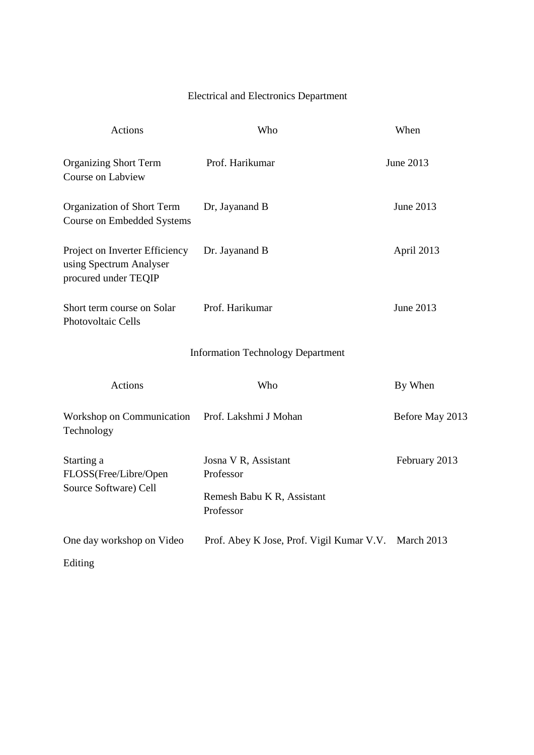## Electrical and Electronics Department

| Actions | Who | When |
|---|---|---|
| Organizing Short Term Course on Labview | Prof. Harikumar | June 2013 |
| Organization of Short Term Course on Embedded Systems | Dr, Jayanand B | June 2013 |
| Project on Inverter Efficiency using Spectrum Analyser procured under TEQIP | Dr. Jayanand B | April 2013 |
| Short term course on Solar Photovoltaic Cells | Prof. Harikumar | June 2013 |

## Information Technology Department

| Actions | Who | By When |
|---|---|---|
| Workshop on Communication Technology | Prof. Lakshmi J Mohan | Before May 2013 |
| Starting a FLOSS(Free/Libre/Open Source Software) Cell | Josna V R, Assistant Professor<br>Remesh Babu K R, Assistant Professor | February 2013 |
| One day workshop on Video Editing | Prof. Abey K Jose, Prof. Vigil Kumar V.V. | March 2013 |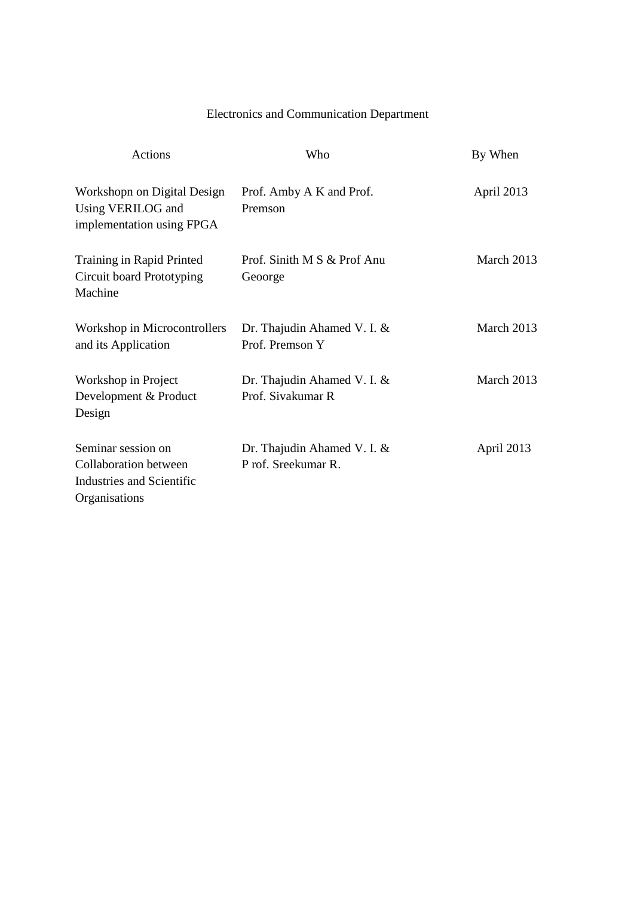Electronics and Communication Department

| Actions | Who | By When |
|---|---|---|
| Workshopn on Digital Design Using VERILOG and implementation using FPGA | Prof. Amby A K and Prof. Premson | April 2013 |
| Training in Rapid Printed Circuit board Prototyping Machine | Prof. Sinith M S & Prof Anu Geoorge | March 2013 |
| Workshop in Microcontrollers and its Application | Dr. Thajudin Ahamed V. I. & Prof. Premson Y | March 2013 |
| Workshop in Project Development & Product Design | Dr. Thajudin Ahamed V. I. & Prof. Sivakumar R | March 2013 |
| Seminar session on Collaboration between Industries and Scientific Organisations | Dr. Thajudin Ahamed V. I. & P rof. Sreekumar R. | April 2013 |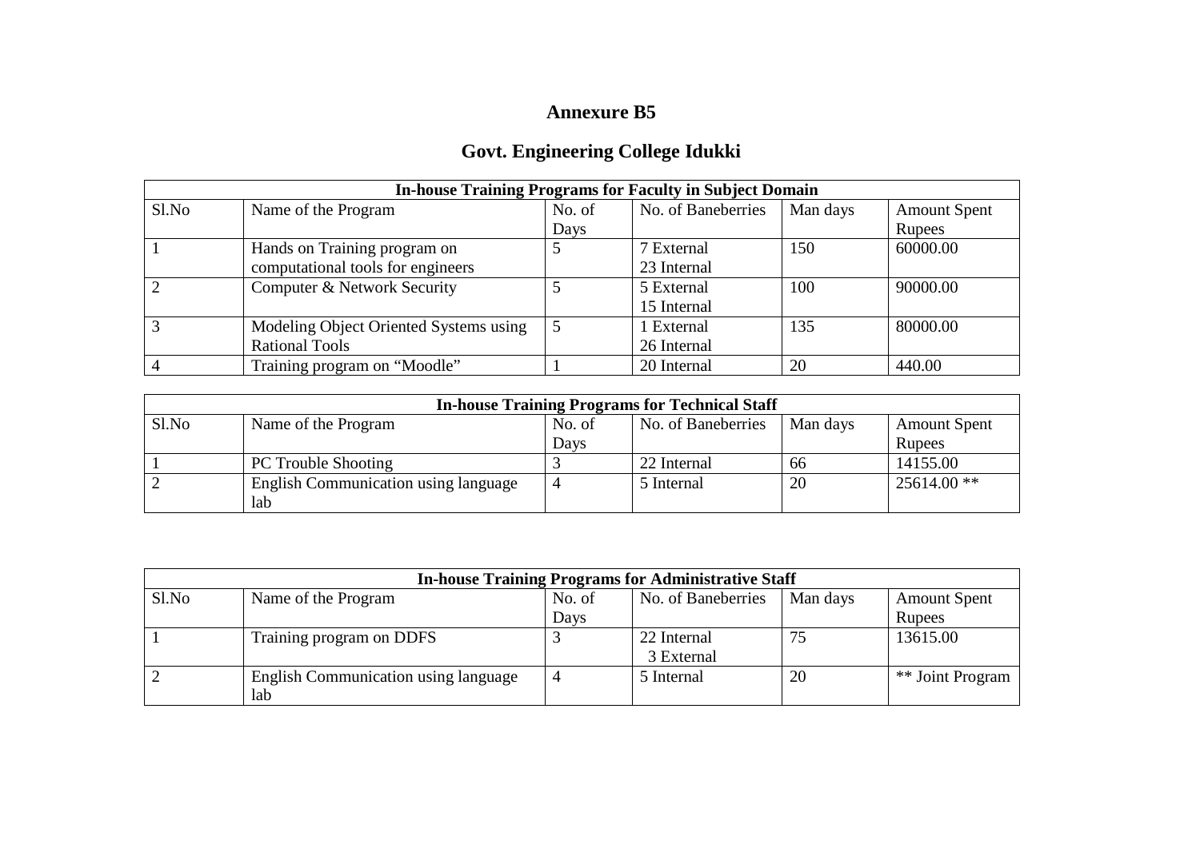# Annexure B5

## Govt. Engineering College Idukki

| In-house Training Programs for Faculty in Subject Domain | | | | | |
|---|---|---|---|---|---|
| Sl.No | Name of the Program | No. of Days | No. of Baneberries | Man days | Amount Spent Rupees |
| 1 | Hands on Training program on computational tools for engineers | 5 | 7 External 23 Internal | 150 | 60000.00 |
| 2 | Computer & Network Security | 5 | 5 External 15 Internal | 100 | 90000.00 |
| 3 | Modeling Object Oriented Systems using Rational Tools | 5 | 1 External 26 Internal | 135 | 80000.00 |
| 4 | Training program on "Moodle" | 1 | 20 Internal | 20 | 440.00 |

| In-house Training Programs for Technical Staff | | | | | |
|---|---|---|---|---|---|
| Sl.No | Name of the Program | No. of Days | No. of Baneberries | Man days | Amount Spent Rupees |
| 1 | PC Trouble Shooting | 3 | 22 Internal | 66 | 14155.00 |
| 2 | English Communication using language lab | 4 | 5 Internal | 20 | 25614.00 ** |

| In-house Training Programs for Administrative Staff | | | | | |
|---|---|---|---|---|---|
| Sl.No | Name of the Program | No. of Days | No. of Baneberries | Man days | Amount Spent Rupees |
| 1 | Training program on DDFS | 3 | 22 Internal 3 External | 75 | 13615.00 |
| 2 | English Communication using language lab | 4 | 5 Internal | 20 | ** Joint Program |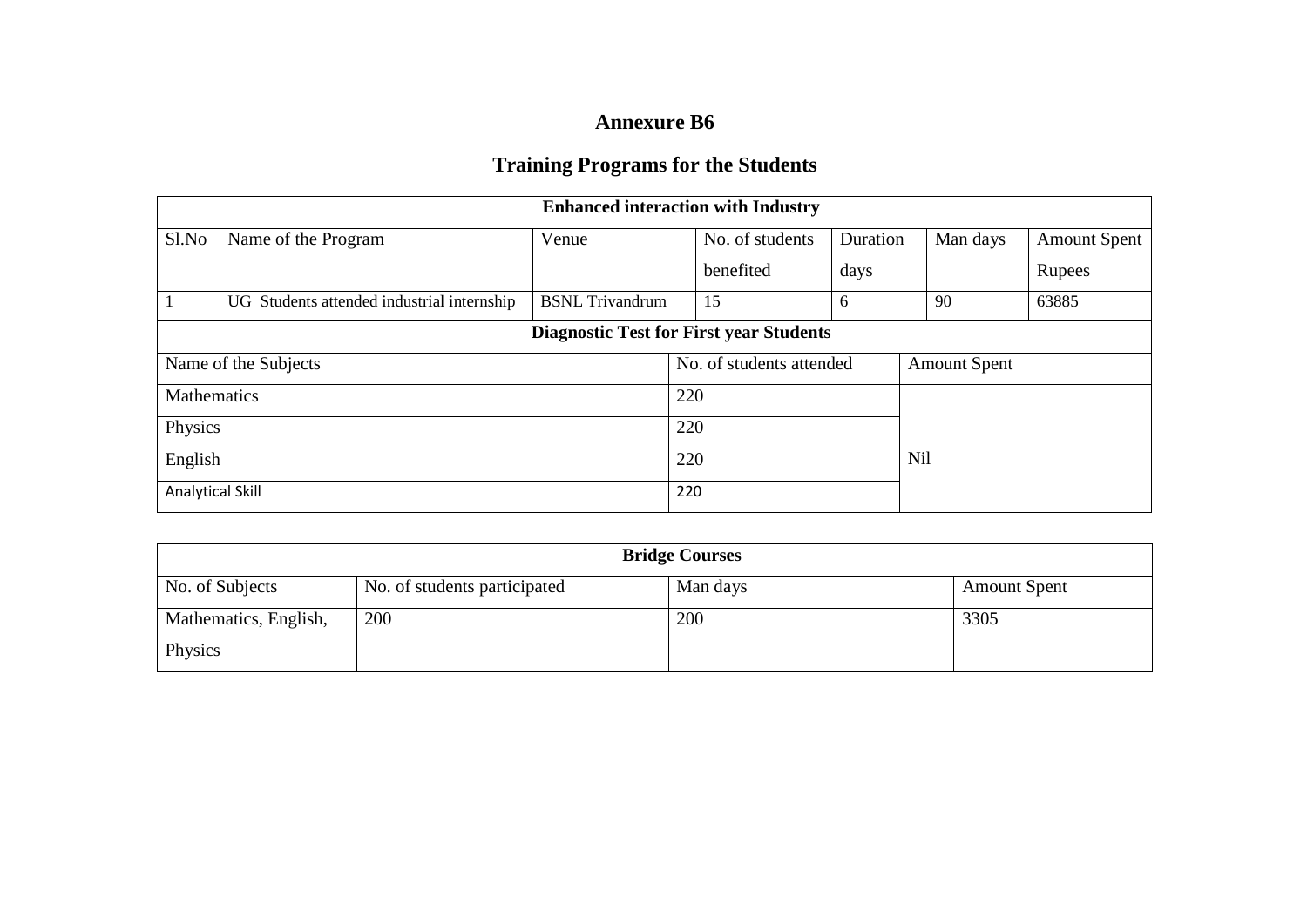# Annexure B6

## Training Programs for the Students

| Enhanced interaction with Industry | | | | | | |
|---|---|---|---|---|---|---|
| Sl.No | Name of the Program | Venue | No. of students benefited | Duration days | Man days | Amount Spent Rupees |
| 1 | UG Students attended industrial internship | BSNL Trivandrum | 15 | 6 | 90 | 63885 |

| Diagnostic Test for First year Students | | |
|---|---|---|
| Name of the Subjects | No. of students attended | Amount Spent |
| Mathematics | 220 | Nil |
| Physics | 220 | |
| English | 220 | |
| Analytical Skill | 220 | |

| Bridge Courses | | | |
|---|---|---|---|
| No. of Subjects | No. of students participated | Man days | Amount Spent |
| Mathematics, English, Physics | 200 | 200 | 3305 |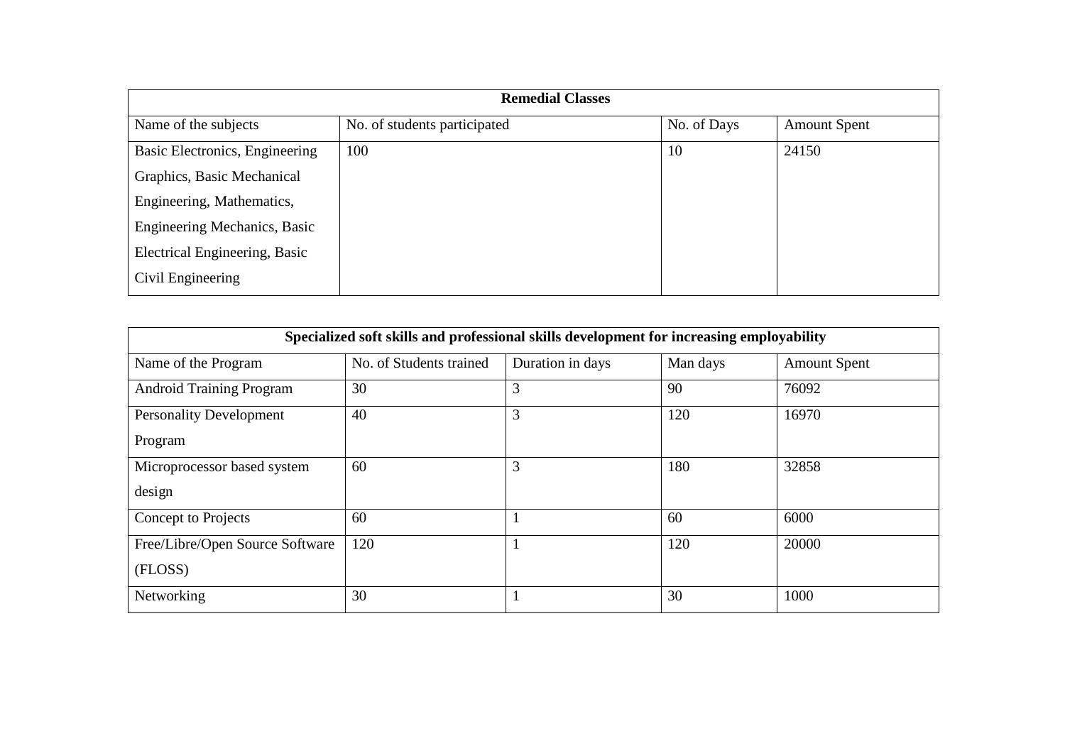| Remedial Classes | | | |
|---|---|---|---|
| Name of the subjects | No. of students participated | No. of Days | Amount Spent |
| Basic Electronics, Engineering Graphics, Basic Mechanical Engineering, Mathematics, Engineering Mechanics, Basic Electrical Engineering, Basic Civil Engineering | 100 | 10 | 24150 |

| Specialized soft skills and professional skills development for increasing employability | | | | |
|---|---|---|---|---|
| Name of the Program | No. of Students trained | Duration in days | Man days | Amount Spent |
| Android Training Program | 30 | 3 | 90 | 76092 |
| Personality Development Program | 40 | 3 | 120 | 16970 |
| Microprocessor based system design | 60 | 3 | 180 | 32858 |
| Concept to Projects | 60 | 1 | 60 | 6000 |
| Free/Libre/Open Source Software (FLOSS) | 120 | 1 | 120 | 20000 |
| Networking | 30 | 1 | 30 | 1000 |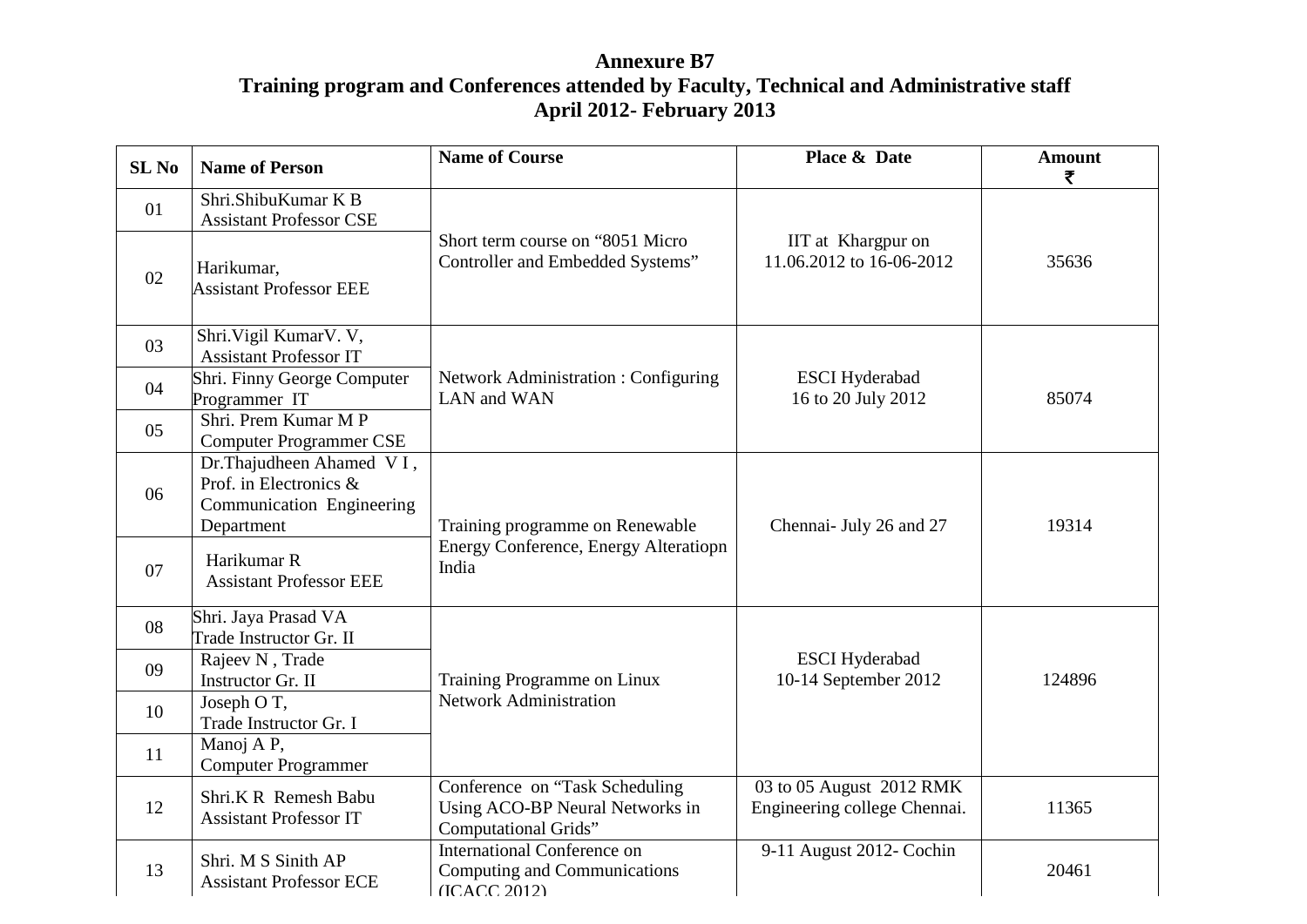**Annexure B7**
**Training program and Conferences attended by Faculty, Technical and Administrative staff**
**April 2012- February 2013**

| SL No | Name of Person | Name of Course | Place & Date | Amount ₹ |
|---|---|---|---|---|
| 01 | Shri.ShibuKumar K B Assistant Professor CSE | Short term course on "8051 Micro Controller and Embedded Systems" | IIT at Khargpur on 11.06.2012 to 16-06-2012 | 35636 |
| 02 | Harikumar, Assistant Professor EEE | | | |
| 03 | Shri.Vigil KumarV. V, Assistant Professor IT | Network Administration : Configuring LAN and WAN | ESCI Hyderabad 16 to 20 July 2012 | 85074 |
| 04 | Shri. Finny George Computer Programmer IT | | | |
| 05 | Shri. Prem Kumar M P Computer Programmer CSE | | | |
| 06 | Dr.Thajudheen Ahamed V I , Prof. in Electronics & Communication Engineering Department | Training programme on Renewable Energy Conference, Energy Alteratiopn India | Chennai- July 26 and 27 | 19314 |
| 07 | Harikumar R Assistant Professor EEE | | | |
| 08 | Shri. Jaya Prasad VA Trade Instructor Gr. II | Training Programme on Linux Network Administration | ESCI Hyderabad 10-14 September 2012 | 124896 |
| 09 | Rajeev N , Trade Instructor Gr. II | | | |
| 10 | Joseph O T, Trade Instructor Gr. I | | | |
| 11 | Manoj A P, Computer Programmer | | | |
| 12 | Shri.K R Remesh Babu Assistant Professor IT | Conference on "Task Scheduling Using ACO-BP Neural Networks in Computational Grids" | 03 to 05 August 2012 RMK Engineering college Chennai. | 11365 |
| 13 | Shri. M S Sinith AP Assistant Professor ECE | International Conference on Computing and Communications (ICACC 2012) | 9-11 August 2012- Cochin | 20461 |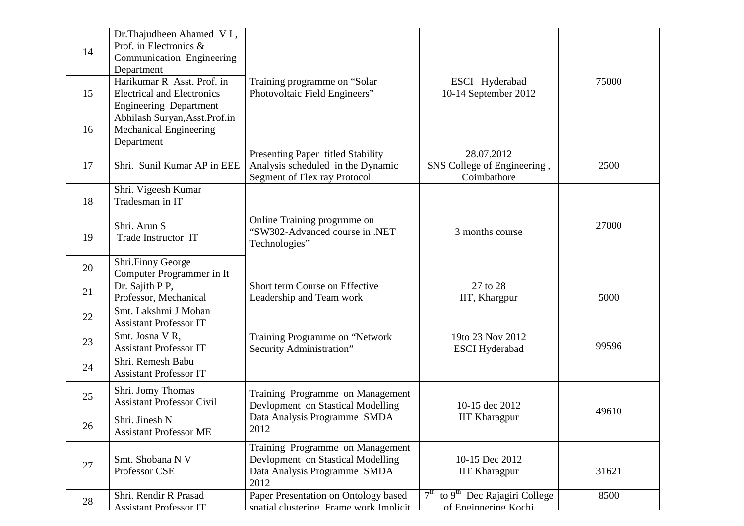| | | | | |
|---|---|---|---|---|
| 14 | Dr.Thajudheen Ahamed V I , Prof. in Electronics & Communication Engineering Department | Training programme on "Solar Photovoltaic Field Engineers" | ESCI Hyderabad 10-14 September 2012 | 75000 |
| 15 | Harikumar R Asst. Prof. in Electrical and Electronics Engineering Department | | | |
| 16 | Abhilash Suryan,Asst.Prof.in Mechanical Engineering Department | | | |
| 17 | Shri. Sunil Kumar AP in EEE | Presenting Paper titled Stability Analysis scheduled in the Dynamic Segment of Flex ray Protocol | 28.07.2012 SNS College of Engineering , Coimbathore | 2500 |
| 18 | Shri. Vigeesh Kumar Tradesman in IT | Online Training progrmme on "SW302-Advanced course in .NET Technologies" | 3 months course | 27000 |
| 19 | Shri. Arun S Trade Instructor IT | | | |
| 20 | Shri.Finny George Computer Programmer in It | | | |
| 21 | Dr. Sajith P P, Professor, Mechanical | Short term Course on Effective Leadership and Team work | 27 to 28 IIT, Khargpur | 5000 |
| 22 | Smt. Lakshmi J Mohan Assistant Professor IT | Training Programme on "Network Security Administration" | 19to 23 Nov 2012 ESCI Hyderabad | 99596 |
| 23 | Smt. Josna V R, Assistant Professor IT | | | |
| 24 | Shri. Remesh Babu Assistant Professor IT | | | |
| 25 | Shri. Jomy Thomas Assistant Professor Civil | Training Programme on Management Devlopment on Stastical Modelling Data Analysis Programme SMDA 2012 | 10-15 dec 2012 IIT Kharagpur | 49610 |
| 26 | Shri. Jinesh N Assistant Professor ME | | | |
| 27 | Smt. Shobana N V Professor CSE | Training Programme on Management Devlopment on Stastical Modelling Data Analysis Programme SMDA 2012 | 10-15 Dec 2012 IIT Kharagpur | 31621 |
| 28 | Shri. Rendir R Prasad Assistant Professor IT | Paper Presentation on Ontology based spatial clustering Frame work Implicit | 7th to 9th Dec Rajagiri College of Enginnering Kochi | 8500 |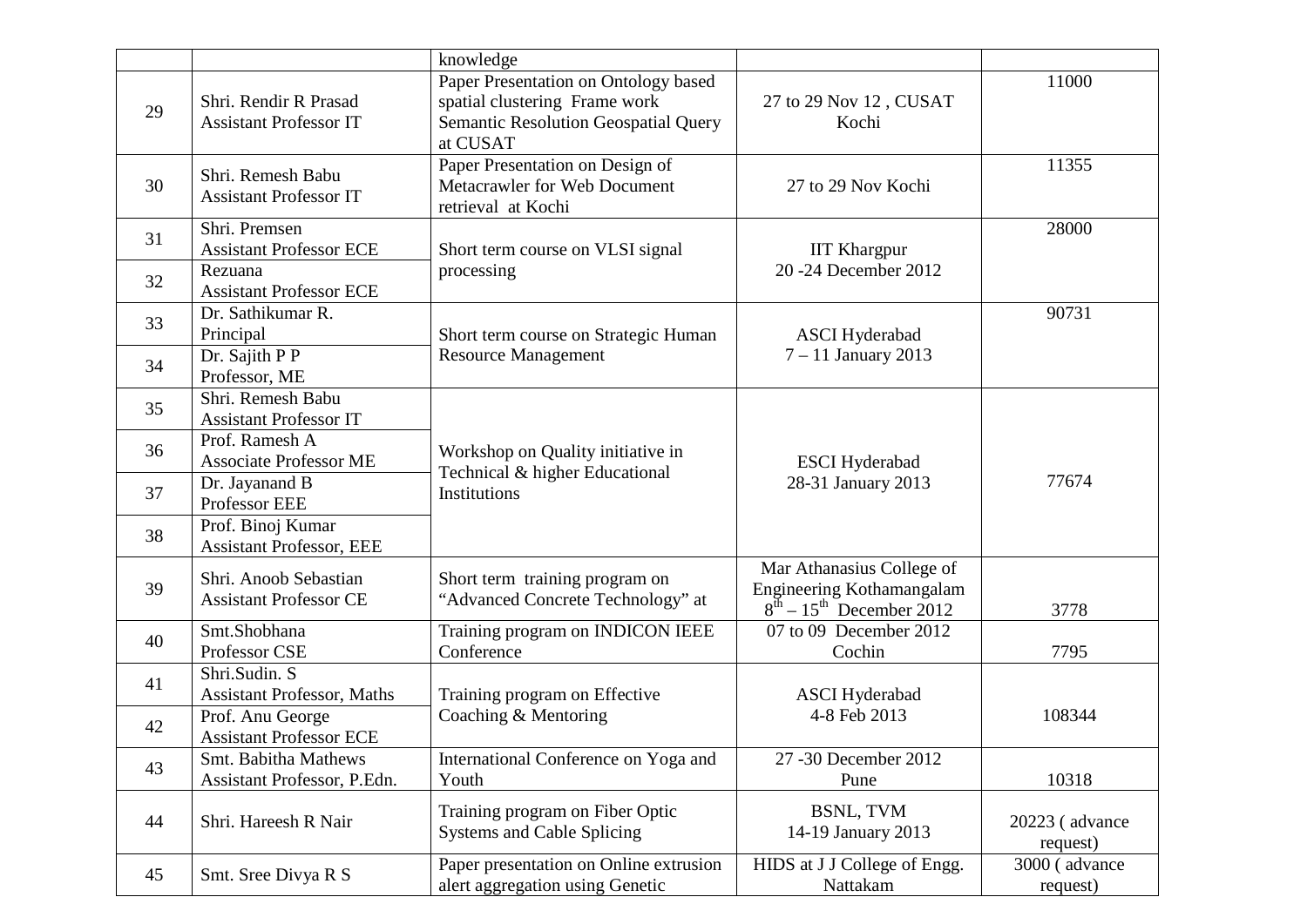| | | | | |
|---|---|---|---|---|
| | | knowledge | | |
| 29 | Shri. Rendir R Prasad<br>Assistant Professor IT | Paper Presentation on Ontology based spatial clustering Frame work Semantic Resolution Geospatial Query at CUSAT | 27 to 29 Nov 12 , CUSAT Kochi | 11000 |
| 30 | Shri. Remesh Babu<br>Assistant Professor IT | Paper Presentation on Design of Metacrawler for Web Document retrieval at Kochi | 27 to 29 Nov Kochi | 11355 |
| 31 | Shri. Premsen<br>Assistant Professor ECE | Short term course on VLSI signal processing | IIT Khargpur<br>20 -24 December 2012 | 28000 |
| 32 | Rezuana<br>Assistant Professor ECE | | | |
| 33 | Dr. Sathikumar R.<br>Principal | Short term course on Strategic Human Resource Management | ASCI Hyderabad<br>7 – 11 January 2013 | 90731 |
| 34 | Dr. Sajith P P<br>Professor, ME | | | |
| 35 | Shri. Remesh Babu<br>Assistant Professor IT | Workshop on Quality initiative in Technical & higher Educational Institutions | ESCI Hyderabad<br>28-31 January 2013 | 77674 |
| 36 | Prof. Ramesh A<br>Associate Professor ME | | | |
| 37 | Dr. Jayanand B<br>Professor EEE | | | |
| 38 | Prof. Binoj Kumar<br>Assistant Professor, EEE | | | |
| 39 | Shri. Anoob Sebastian<br>Assistant Professor CE | Short term training program on "Advanced Concrete Technology" at | Mar Athanasius College of Engineering Kothamangalam<br>8th – 15th December 2012 | 3778 |
| 40 | Smt.Shobhana<br>Professor CSE | Training program on INDICON IEEE Conference | 07 to 09 December 2012<br>Cochin | 7795 |
| 41 | Shri.Sudin. S<br>Assistant Professor, Maths | Training program on Effective Coaching & Mentoring | ASCI Hyderabad<br>4-8 Feb 2013 | 108344 |
| 42 | Prof. Anu George<br>Assistant Professor ECE | | | |
| 43 | Smt. Babitha Mathews<br>Assistant Professor, P.Edn. | International Conference on Yoga and Youth | 27 -30 December 2012<br>Pune | 10318 |
| 44 | Shri. Hareesh R Nair | Training program on Fiber Optic Systems and Cable Splicing | BSNL, TVM<br>14-19 January 2013 | 20223 ( advance request) |
| 45 | Smt. Sree Divya R S | Paper presentation on Online extrusion alert aggregation using Genetic | HIDS at J J College of Engg. Nattakam | 3000 ( advance request) |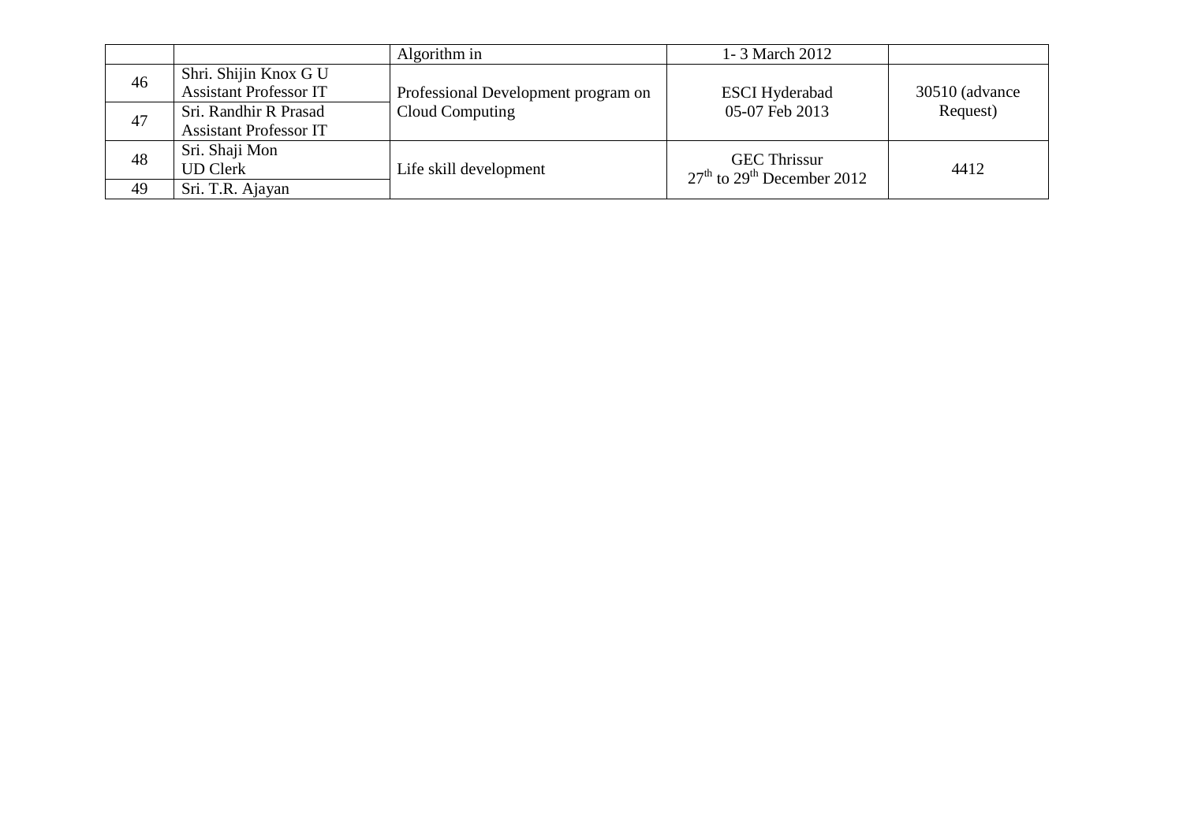| | | | | |
|---|---|---|---|---|
| | | Algorithm in | 1- 3 March 2012 | |
| 46 | Shri. Shijin Knox G U<br>Assistant Professor IT | Professional Development program on Cloud Computing | ESCI Hyderabad<br>05-07 Feb 2013 | 30510 (advance Request) |
| 47 | Sri. Randhir R Prasad<br>Assistant Professor IT | | | |
| 48 | Sri. Shaji Mon<br>UD Clerk | Life skill development | GEC Thrissur<br>$27^{th}$ to $29^{th}$ December 2012 | 4412 |
| 49 | Sri. T.R. Ajayan | | | |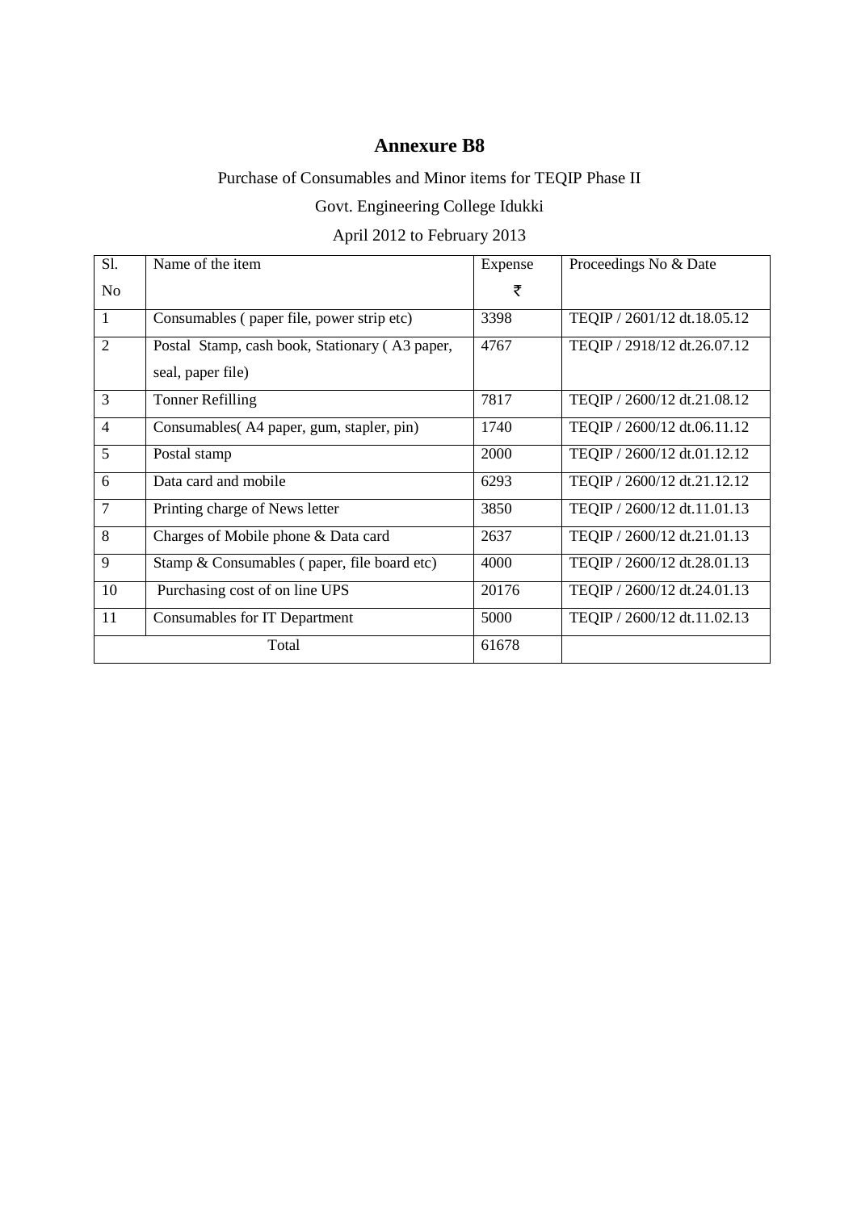## Annexure B8

Purchase of Consumables and Minor items for TEQIP Phase II

Govt. Engineering College Idukki

April 2012 to February 2013

| Sl. No | Name of the item | Expense ₹ | Proceedings No & Date |
|---|---|---|---|
| 1 | Consumables ( paper file, power strip etc) | 3398 | TEQIP / 2601/12 dt.18.05.12 |
| 2 | Postal Stamp, cash book, Stationary ( A3 paper, seal, paper file) | 4767 | TEQIP / 2918/12 dt.26.07.12 |
| 3 | Tonner Refilling | 7817 | TEQIP / 2600/12 dt.21.08.12 |
| 4 | Consumables( A4 paper, gum, stapler, pin) | 1740 | TEQIP / 2600/12 dt.06.11.12 |
| 5 | Postal stamp | 2000 | TEQIP / 2600/12 dt.01.12.12 |
| 6 | Data card and mobile | 6293 | TEQIP / 2600/12 dt.21.12.12 |
| 7 | Printing charge of News letter | 3850 | TEQIP / 2600/12 dt.11.01.13 |
| 8 | Charges of Mobile phone & Data card | 2637 | TEQIP / 2600/12 dt.21.01.13 |
| 9 | Stamp & Consumables ( paper, file board etc) | 4000 | TEQIP / 2600/12 dt.28.01.13 |
| 10 | Purchasing cost of on line UPS | 20176 | TEQIP / 2600/12 dt.24.01.13 |
| 11 | Consumables for IT Department | 5000 | TEQIP / 2600/12 dt.11.02.13 |
| Total | | 61678 | |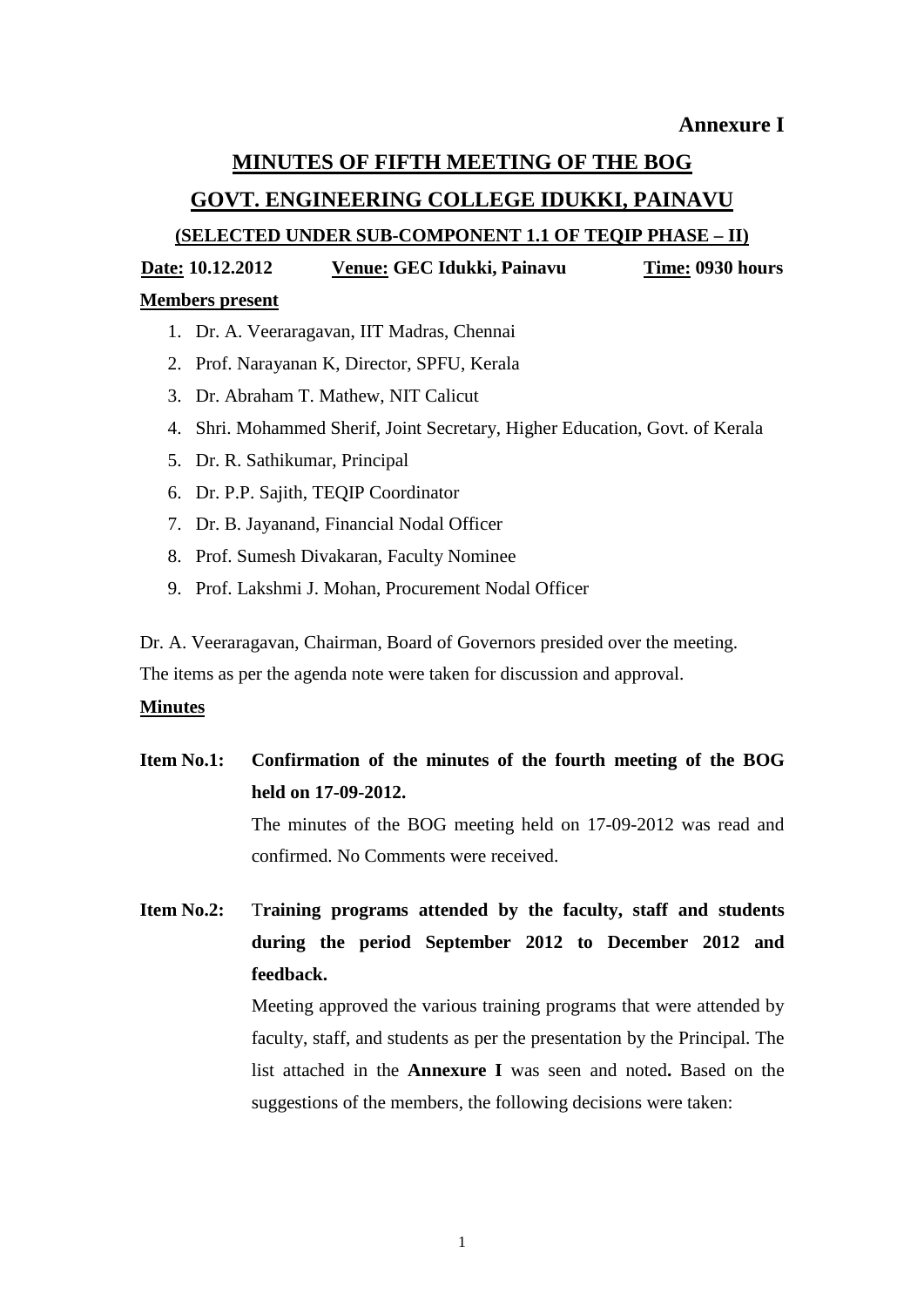**Annexure I**

# MINUTES OF FIFTH MEETING OF THE BOG

## GOVT. ENGINEERING COLLEGE IDUKKI, PAINAVU

### (SELECTED UNDER SUB-COMPONENT 1.1 OF TEQIP PHASE – II)

**Date:** **10.12.2012** **Venue:** **GEC Idukki, Painavu** **Time:** **0930 hours**

**Members present**

1. Dr. A. Veeraragavan, IIT Madras, Chennai
2. Prof. Narayanan K, Director, SPFU, Kerala
3. Dr. Abraham T. Mathew, NIT Calicut
4. Shri. Mohammed Sherif, Joint Secretary, Higher Education, Govt. of Kerala
5. Dr. R. Sathikumar, Principal
6. Dr. P.P. Sajith, TEQIP Coordinator
7. Dr. B. Jayanand, Financial Nodal Officer
8. Prof. Sumesh Divakaran, Faculty Nominee
9. Prof. Lakshmi J. Mohan, Procurement Nodal Officer

Dr. A. Veeraragavan, Chairman, Board of Governors presided over the meeting.
The items as per the agenda note were taken for discussion and approval.

**Minutes**

**Item No.1:** **Confirmation of the minutes of the fourth meeting of the BOG held on 17-09-2012.**

The minutes of the BOG meeting held on 17-09-2012 was read and confirmed. No Comments were received.

**Item No.2:** **Training programs attended by the faculty, staff and students during the period September 2012 to December 2012 and feedback.**

Meeting approved the various training programs that were attended by faculty, staff, and students as per the presentation by the Principal. The list attached in the **Annexure I** was seen and noted**.** Based on the suggestions of the members, the following decisions were taken: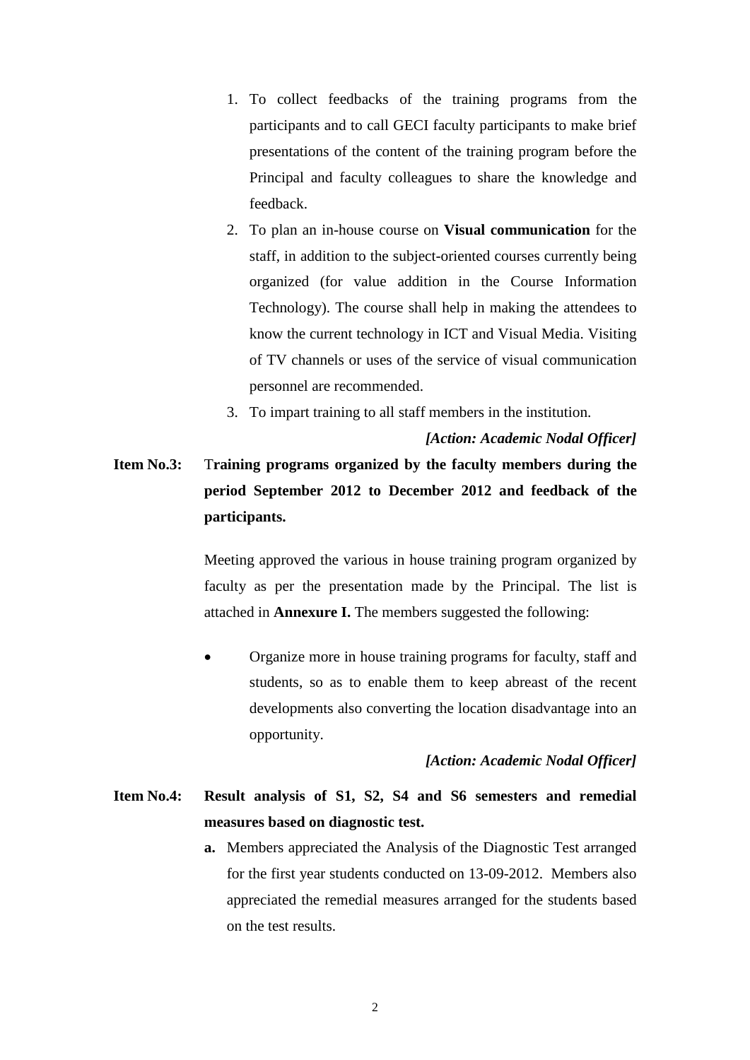1. To collect feedbacks of the training programs from the participants and to call GECI faculty participants to make brief presentations of the content of the training program before the Principal and faculty colleagues to share the knowledge and feedback.
2. To plan an in-house course on **Visual communication** for the staff, in addition to the subject-oriented courses currently being organized (for value addition in the Course Information Technology). The course shall help in making the attendees to know the current technology in ICT and Visual Media. Visiting of TV channels or uses of the service of visual communication personnel are recommended.
3. To impart training to all staff members in the institution.

***[Action: Academic Nodal Officer]***

**Item No.3:** T**raining programs organized by the faculty members during the period September 2012 to December 2012 and feedback of the participants.**

Meeting approved the various in house training program organized by faculty as per the presentation made by the Principal. The list is attached in **Annexure I.** The members suggested the following:

- Organize more in house training programs for faculty, staff and students, so as to enable them to keep abreast of the recent developments also converting the location disadvantage into an opportunity.

***[Action: Academic Nodal Officer]***

**Item No.4:** **Result analysis of S1, S2, S4 and S6 semesters and remedial measures based on diagnostic test.**

**a.** Members appreciated the Analysis of the Diagnostic Test arranged for the first year students conducted on 13-09-2012. Members also appreciated the remedial measures arranged for the students based on the test results.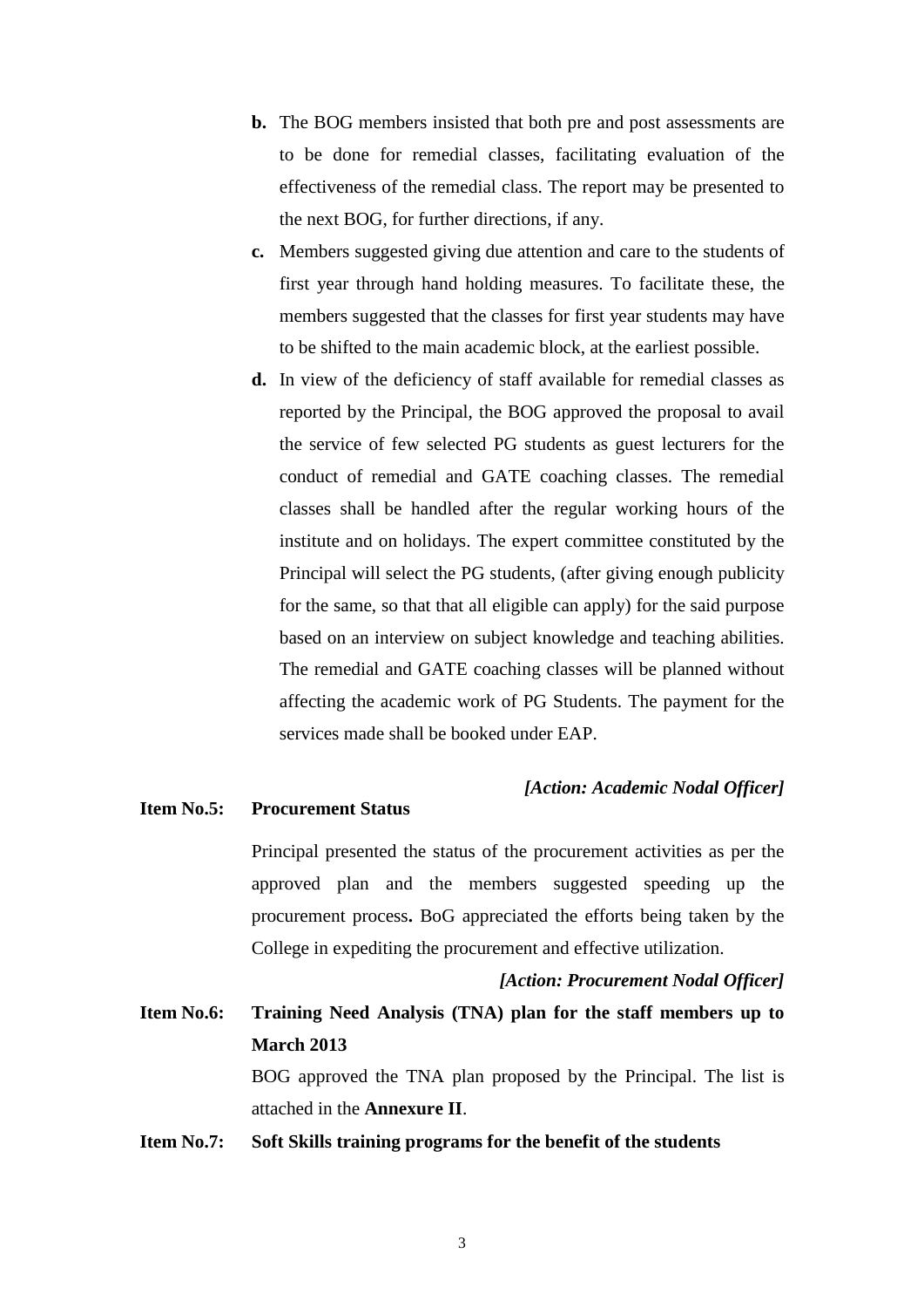**b.** The BOG members insisted that both pre and post assessments are to be done for remedial classes, facilitating evaluation of the effectiveness of the remedial class. The report may be presented to the next BOG, for further directions, if any.

**c.** Members suggested giving due attention and care to the students of first year through hand holding measures. To facilitate these, the members suggested that the classes for first year students may have to be shifted to the main academic block, at the earliest possible.

**d.** In view of the deficiency of staff available for remedial classes as reported by the Principal, the BOG approved the proposal to avail the service of few selected PG students as guest lecturers for the conduct of remedial and GATE coaching classes. The remedial classes shall be handled after the regular working hours of the institute and on holidays. The expert committee constituted by the Principal will select the PG students, (after giving enough publicity for the same, so that that all eligible can apply) for the said purpose based on an interview on subject knowledge and teaching abilities. The remedial and GATE coaching classes will be planned without affecting the academic work of PG Students. The payment for the services made shall be booked under EAP.

***[Action: Academic Nodal Officer]***

**Item No.5: Procurement Status**

Principal presented the status of the procurement activities as per the approved plan and the members suggested speeding up the procurement process**.** BoG appreciated the efforts being taken by the College in expediting the procurement and effective utilization.

***[Action: Procurement Nodal Officer]***

**Item No.6: Training Need Analysis (TNA) plan for the staff members up to March 2013**

BOG approved the TNA plan proposed by the Principal. The list is attached in the **Annexure II**.

**Item No.7: Soft Skills training programs for the benefit of the students**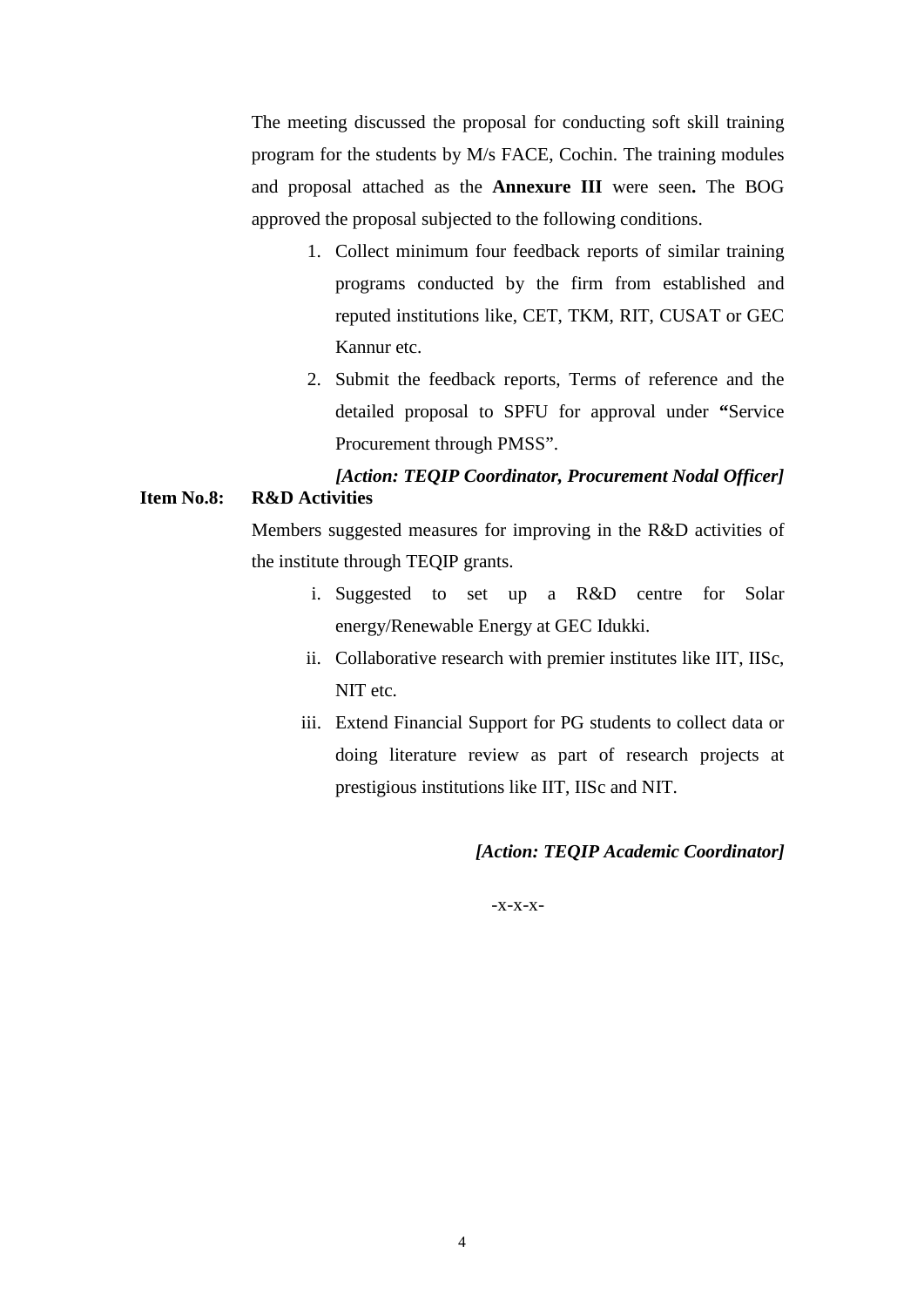The meeting discussed the proposal for conducting soft skill training program for the students by M/s FACE, Cochin. The training modules and proposal attached as the **Annexure III** were seen**.** The BOG approved the proposal subjected to the following conditions.

1. Collect minimum four feedback reports of similar training programs conducted by the firm from established and reputed institutions like, CET, TKM, RIT, CUSAT or GEC Kannur etc.
2. Submit the feedback reports, Terms of reference and the detailed proposal to SPFU for approval under **“**Service Procurement through PMSS”.

***[Action: TEQIP Coordinator, Procurement Nodal Officer]***

**Item No.8: R&D Activities**

Members suggested measures for improving in the R&D activities of the institute through TEQIP grants.

i. Suggested to set up a R&D centre for Solar energy/Renewable Energy at GEC Idukki.
ii. Collaborative research with premier institutes like IIT, IISc, NIT etc.
iii. Extend Financial Support for PG students to collect data or doing literature review as part of research projects at prestigious institutions like IIT, IISc and NIT.

***[Action: TEQIP Academic Coordinator]***

-x-x-x-